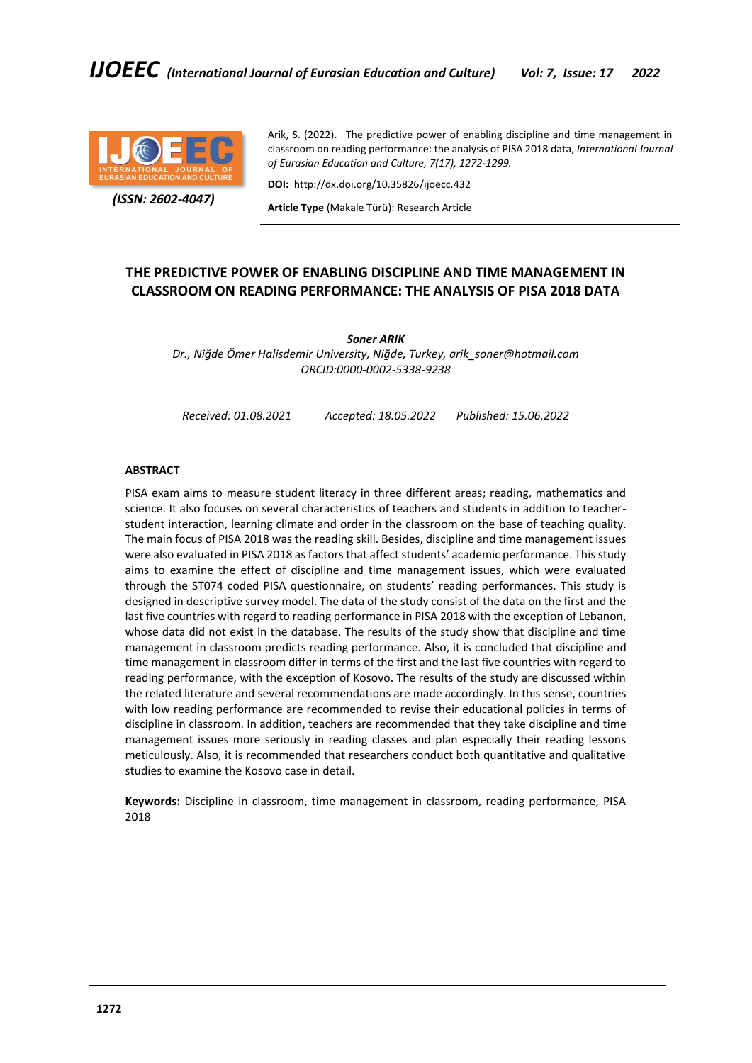Arik, S. (2022). The predictive power of enabling discipline and time management in classroom on reading performance: the analysis of PISA 2018 data, *International Journal of Eurasian Education and Culture, 7(17), 1272-1299.*

*(ISSN: 2602-4047)*

**DOI:** http://dx.doi.org/10.35826/ijoecc.432

**Article Type** (Makale Türü): Research Article

# THE PREDICTIVE POWER OF ENABLING DISCIPLINE AND TIME MANAGEMENT IN CLASSROOM ON READING PERFORMANCE: THE ANALYSIS OF PISA 2018 DATA

***Soner ARIK***

*Dr., Niğde Ömer Halisdemir University, Niğde, Turkey, arik_soner@hotmail.com*
*ORCID:0000-0002-5338-9238*

*Received: 01.08.2021* *Accepted: 18.05.2022* *Published: 15.06.2022*

## ABSTRACT

PISA exam aims to measure student literacy in three different areas; reading, mathematics and science. It also focuses on several characteristics of teachers and students in addition to teacher-student interaction, learning climate and order in the classroom on the base of teaching quality. The main focus of PISA 2018 was the reading skill. Besides, discipline and time management issues were also evaluated in PISA 2018 as factors that affect students' academic performance. This study aims to examine the effect of discipline and time management issues, which were evaluated through the ST074 coded PISA questionnaire, on students' reading performances. This study is designed in descriptive survey model. The data of the study consist of the data on the first and the last five countries with regard to reading performance in PISA 2018 with the exception of Lebanon, whose data did not exist in the database. The results of the study show that discipline and time management in classroom predicts reading performance. Also, it is concluded that discipline and time management in classroom differ in terms of the first and the last five countries with regard to reading performance, with the exception of Kosovo. The results of the study are discussed within the related literature and several recommendations are made accordingly. In this sense, countries with low reading performance are recommended to revise their educational policies in terms of discipline in classroom. In addition, teachers are recommended that they take discipline and time management issues more seriously in reading classes and plan especially their reading lessons meticulously. Also, it is recommended that researchers conduct both quantitative and qualitative studies to examine the Kosovo case in detail.

**Keywords:** Discipline in classroom, time management in classroom, reading performance, PISA 2018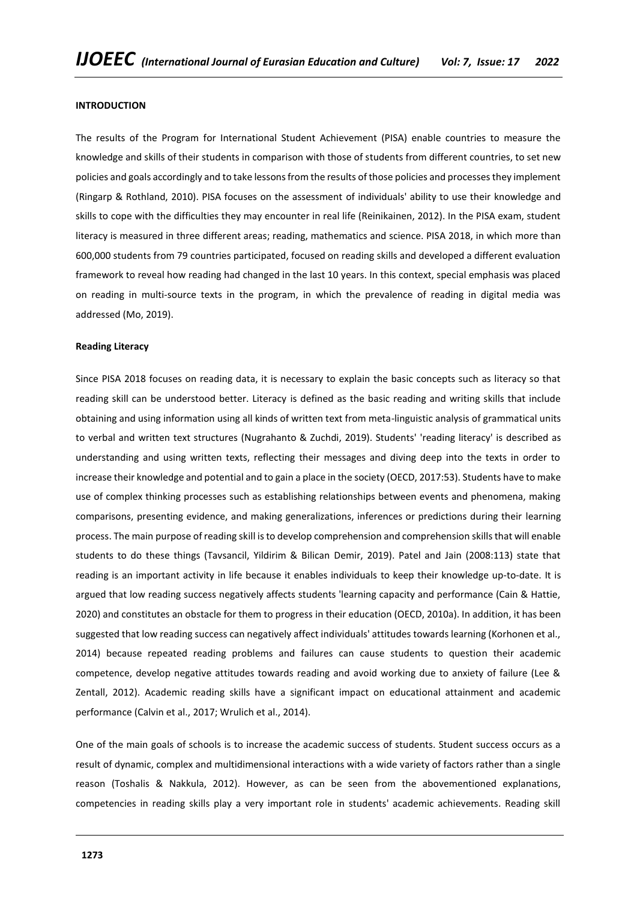## INTRODUCTION

The results of the Program for International Student Achievement (PISA) enable countries to measure the knowledge and skills of their students in comparison with those of students from different countries, to set new policies and goals accordingly and to take lessons from the results of those policies and processes they implement (Ringarp & Rothland, 2010). PISA focuses on the assessment of individuals' ability to use their knowledge and skills to cope with the difficulties they may encounter in real life (Reinikainen, 2012). In the PISA exam, student literacy is measured in three different areas; reading, mathematics and science. PISA 2018, in which more than 600,000 students from 79 countries participated, focused on reading skills and developed a different evaluation framework to reveal how reading had changed in the last 10 years. In this context, special emphasis was placed on reading in multi-source texts in the program, in which the prevalence of reading in digital media was addressed (Mo, 2019).

### Reading Literacy

Since PISA 2018 focuses on reading data, it is necessary to explain the basic concepts such as literacy so that reading skill can be understood better. Literacy is defined as the basic reading and writing skills that include obtaining and using information using all kinds of written text from meta-linguistic analysis of grammatical units to verbal and written text structures (Nugrahanto & Zuchdi, 2019). Students' 'reading literacy' is described as understanding and using written texts, reflecting their messages and diving deep into the texts in order to increase their knowledge and potential and to gain a place in the society (OECD, 2017:53). Students have to make use of complex thinking processes such as establishing relationships between events and phenomena, making comparisons, presenting evidence, and making generalizations, inferences or predictions during their learning process. The main purpose of reading skill is to develop comprehension and comprehension skills that will enable students to do these things (Tavsancil, Yildirim & Bilican Demir, 2019). Patel and Jain (2008:113) state that reading is an important activity in life because it enables individuals to keep their knowledge up-to-date. It is argued that low reading success negatively affects students 'learning capacity and performance (Cain & Hattie, 2020) and constitutes an obstacle for them to progress in their education (OECD, 2010a). In addition, it has been suggested that low reading success can negatively affect individuals' attitudes towards learning (Korhonen et al., 2014) because repeated reading problems and failures can cause students to question their academic competence, develop negative attitudes towards reading and avoid working due to anxiety of failure (Lee & Zentall, 2012). Academic reading skills have a significant impact on educational attainment and academic performance (Calvin et al., 2017; Wrulich et al., 2014).

One of the main goals of schools is to increase the academic success of students. Student success occurs as a result of dynamic, complex and multidimensional interactions with a wide variety of factors rather than a single reason (Toshalis & Nakkula, 2012). However, as can be seen from the abovementioned explanations, competencies in reading skills play a very important role in students' academic achievements. Reading skill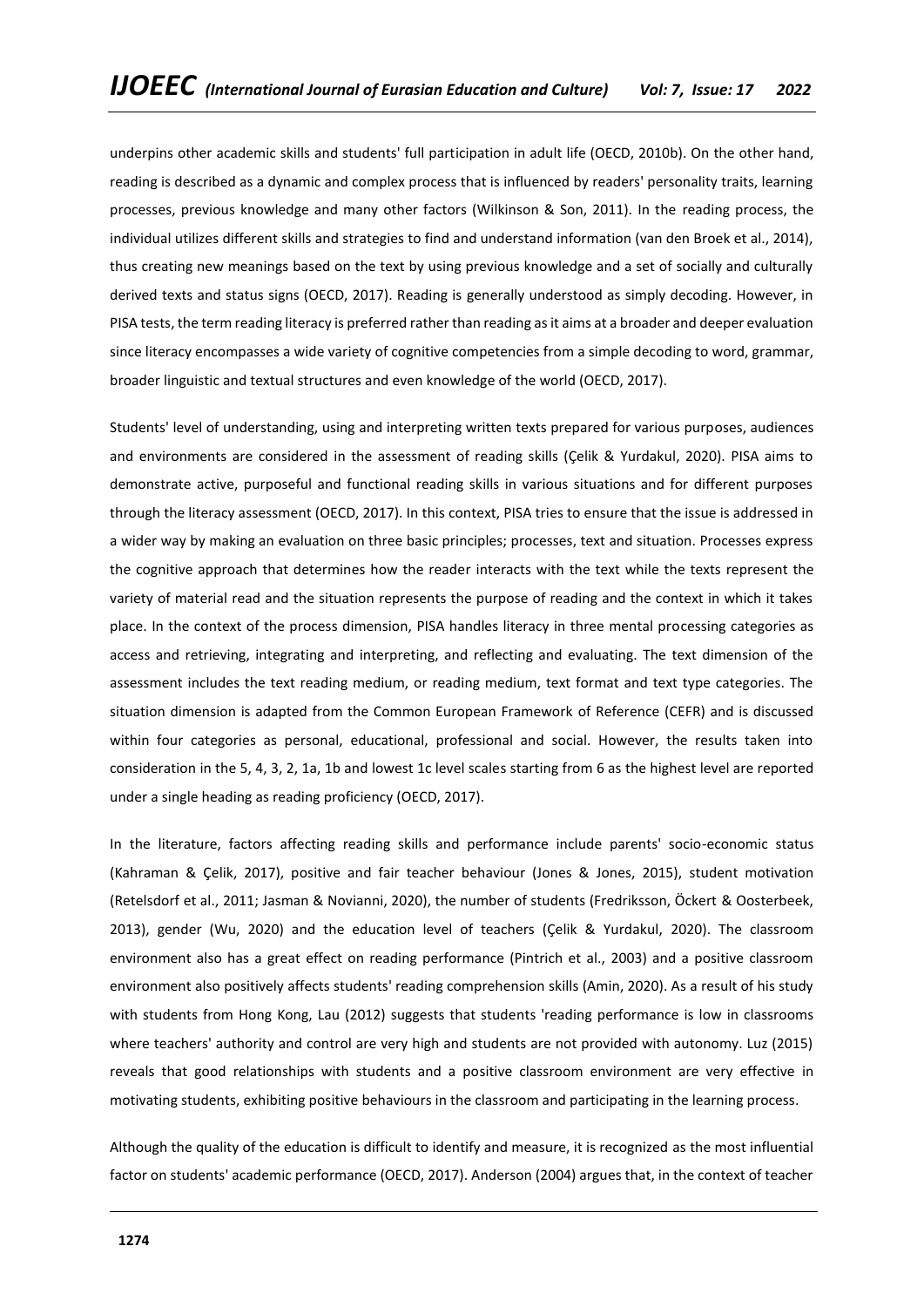underpins other academic skills and students' full participation in adult life (OECD, 2010b). On the other hand, reading is described as a dynamic and complex process that is influenced by readers' personality traits, learning processes, previous knowledge and many other factors (Wilkinson & Son, 2011). In the reading process, the individual utilizes different skills and strategies to find and understand information (van den Broek et al., 2014), thus creating new meanings based on the text by using previous knowledge and a set of socially and culturally derived texts and status signs (OECD, 2017). Reading is generally understood as simply decoding. However, in PISA tests, the term reading literacy is preferred rather than reading as it aims at a broader and deeper evaluation since literacy encompasses a wide variety of cognitive competencies from a simple decoding to word, grammar, broader linguistic and textual structures and even knowledge of the world (OECD, 2017).

Students' level of understanding, using and interpreting written texts prepared for various purposes, audiences and environments are considered in the assessment of reading skills (Çelik & Yurdakul, 2020). PISA aims to demonstrate active, purposeful and functional reading skills in various situations and for different purposes through the literacy assessment (OECD, 2017). In this context, PISA tries to ensure that the issue is addressed in a wider way by making an evaluation on three basic principles; processes, text and situation. Processes express the cognitive approach that determines how the reader interacts with the text while the texts represent the variety of material read and the situation represents the purpose of reading and the context in which it takes place. In the context of the process dimension, PISA handles literacy in three mental processing categories as access and retrieving, integrating and interpreting, and reflecting and evaluating. The text dimension of the assessment includes the text reading medium, or reading medium, text format and text type categories. The situation dimension is adapted from the Common European Framework of Reference (CEFR) and is discussed within four categories as personal, educational, professional and social. However, the results taken into consideration in the 5, 4, 3, 2, 1a, 1b and lowest 1c level scales starting from 6 as the highest level are reported under a single heading as reading proficiency (OECD, 2017).

In the literature, factors affecting reading skills and performance include parents' socio-economic status (Kahraman & Çelik, 2017), positive and fair teacher behaviour (Jones & Jones, 2015), student motivation (Retelsdorf et al., 2011; Jasman & Novianni, 2020), the number of students (Fredriksson, Öckert & Oosterbeek, 2013), gender (Wu, 2020) and the education level of teachers (Çelik & Yurdakul, 2020). The classroom environment also has a great effect on reading performance (Pintrich et al., 2003) and a positive classroom environment also positively affects students' reading comprehension skills (Amin, 2020). As a result of his study with students from Hong Kong, Lau (2012) suggests that students 'reading performance is low in classrooms where teachers' authority and control are very high and students are not provided with autonomy. Luz (2015) reveals that good relationships with students and a positive classroom environment are very effective in motivating students, exhibiting positive behaviours in the classroom and participating in the learning process.

Although the quality of the education is difficult to identify and measure, it is recognized as the most influential factor on students' academic performance (OECD, 2017). Anderson (2004) argues that, in the context of teacher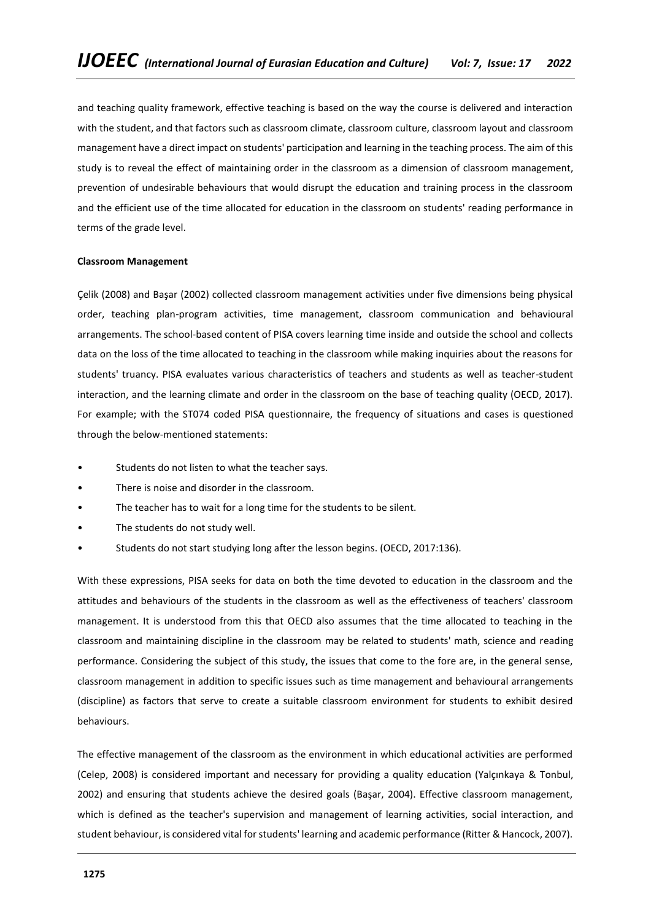and teaching quality framework, effective teaching is based on the way the course is delivered and interaction with the student, and that factors such as classroom climate, classroom culture, classroom layout and classroom management have a direct impact on students' participation and learning in the teaching process. The aim of this study is to reveal the effect of maintaining order in the classroom as a dimension of classroom management, prevention of undesirable behaviours that would disrupt the education and training process in the classroom and the efficient use of the time allocated for education in the classroom on students' reading performance in terms of the grade level.

**Classroom Management**

Çelik (2008) and Başar (2002) collected classroom management activities under five dimensions being physical order, teaching plan-program activities, time management, classroom communication and behavioural arrangements. The school-based content of PISA covers learning time inside and outside the school and collects data on the loss of the time allocated to teaching in the classroom while making inquiries about the reasons for students' truancy. PISA evaluates various characteristics of teachers and students as well as teacher-student interaction, and the learning climate and order in the classroom on the base of teaching quality (OECD, 2017). For example; with the ST074 coded PISA questionnaire, the frequency of situations and cases is questioned through the below-mentioned statements:

- Students do not listen to what the teacher says.
- There is noise and disorder in the classroom.
- The teacher has to wait for a long time for the students to be silent.
- The students do not study well.
- Students do not start studying long after the lesson begins. (OECD, 2017:136).

With these expressions, PISA seeks for data on both the time devoted to education in the classroom and the attitudes and behaviours of the students in the classroom as well as the effectiveness of teachers' classroom management. It is understood from this that OECD also assumes that the time allocated to teaching in the classroom and maintaining discipline in the classroom may be related to students' math, science and reading performance. Considering the subject of this study, the issues that come to the fore are, in the general sense, classroom management in addition to specific issues such as time management and behavioural arrangements (discipline) as factors that serve to create a suitable classroom environment for students to exhibit desired behaviours.

The effective management of the classroom as the environment in which educational activities are performed (Celep, 2008) is considered important and necessary for providing a quality education (Yalçınkaya & Tonbul, 2002) and ensuring that students achieve the desired goals (Başar, 2004). Effective classroom management, which is defined as the teacher's supervision and management of learning activities, social interaction, and student behaviour, is considered vital for students' learning and academic performance (Ritter & Hancock, 2007).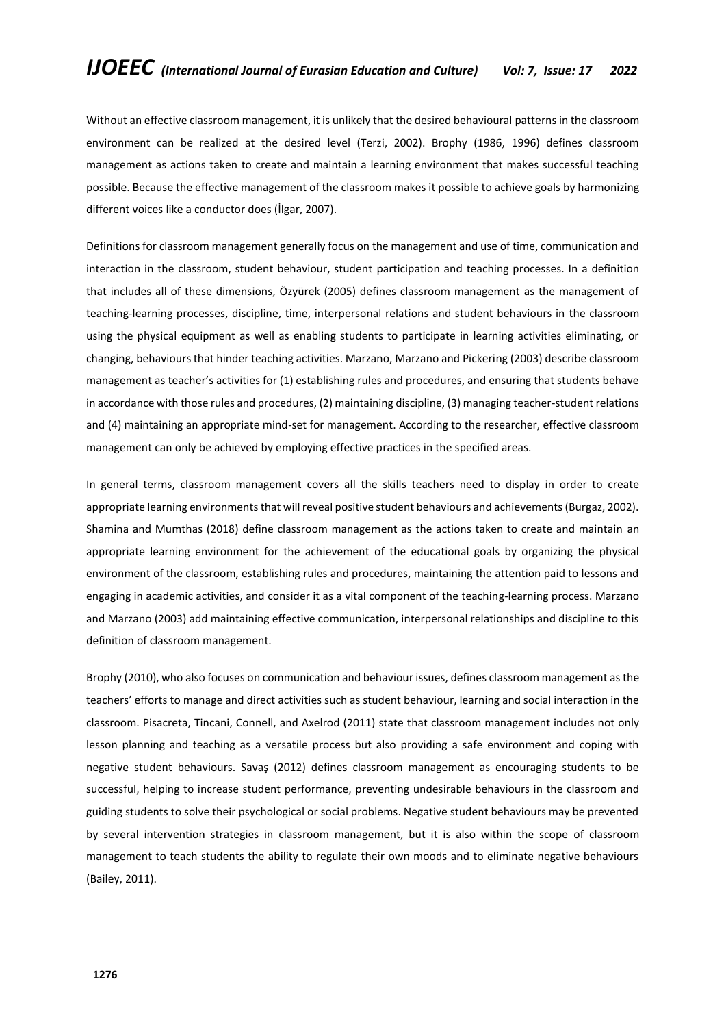Without an effective classroom management, it is unlikely that the desired behavioural patterns in the classroom environment can be realized at the desired level (Terzi, 2002). Brophy (1986, 1996) defines classroom management as actions taken to create and maintain a learning environment that makes successful teaching possible. Because the effective management of the classroom makes it possible to achieve goals by harmonizing different voices like a conductor does (İlgar, 2007).

Definitions for classroom management generally focus on the management and use of time, communication and interaction in the classroom, student behaviour, student participation and teaching processes. In a definition that includes all of these dimensions, Özyürek (2005) defines classroom management as the management of teaching-learning processes, discipline, time, interpersonal relations and student behaviours in the classroom using the physical equipment as well as enabling students to participate in learning activities eliminating, or changing, behaviours that hinder teaching activities. Marzano, Marzano and Pickering (2003) describe classroom management as teacher's activities for (1) establishing rules and procedures, and ensuring that students behave in accordance with those rules and procedures, (2) maintaining discipline, (3) managing teacher-student relations and (4) maintaining an appropriate mind-set for management. According to the researcher, effective classroom management can only be achieved by employing effective practices in the specified areas.

In general terms, classroom management covers all the skills teachers need to display in order to create appropriate learning environments that will reveal positive student behaviours and achievements (Burgaz, 2002). Shamina and Mumthas (2018) define classroom management as the actions taken to create and maintain an appropriate learning environment for the achievement of the educational goals by organizing the physical environment of the classroom, establishing rules and procedures, maintaining the attention paid to lessons and engaging in academic activities, and consider it as a vital component of the teaching-learning process. Marzano and Marzano (2003) add maintaining effective communication, interpersonal relationships and discipline to this definition of classroom management.

Brophy (2010), who also focuses on communication and behaviour issues, defines classroom management as the teachers' efforts to manage and direct activities such as student behaviour, learning and social interaction in the classroom. Pisacreta, Tincani, Connell, and Axelrod (2011) state that classroom management includes not only lesson planning and teaching as a versatile process but also providing a safe environment and coping with negative student behaviours. Savaş (2012) defines classroom management as encouraging students to be successful, helping to increase student performance, preventing undesirable behaviours in the classroom and guiding students to solve their psychological or social problems. Negative student behaviours may be prevented by several intervention strategies in classroom management, but it is also within the scope of classroom management to teach students the ability to regulate their own moods and to eliminate negative behaviours (Bailey, 2011).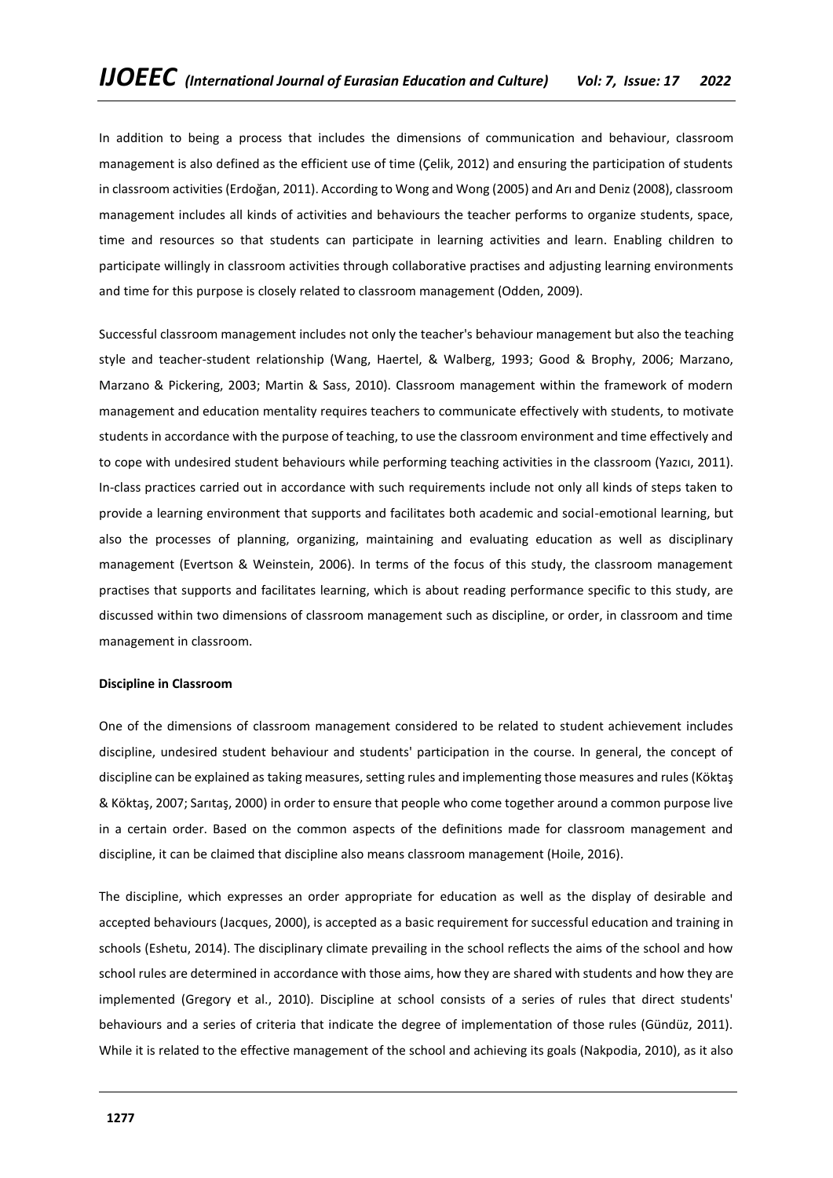In addition to being a process that includes the dimensions of communication and behaviour, classroom management is also defined as the efficient use of time (Çelik, 2012) and ensuring the participation of students in classroom activities (Erdoğan, 2011). According to Wong and Wong (2005) and Arı and Deniz (2008), classroom management includes all kinds of activities and behaviours the teacher performs to organize students, space, time and resources so that students can participate in learning activities and learn. Enabling children to participate willingly in classroom activities through collaborative practises and adjusting learning environments and time for this purpose is closely related to classroom management (Odden, 2009).

Successful classroom management includes not only the teacher's behaviour management but also the teaching style and teacher-student relationship (Wang, Haertel, & Walberg, 1993; Good & Brophy, 2006; Marzano, Marzano & Pickering, 2003; Martin & Sass, 2010). Classroom management within the framework of modern management and education mentality requires teachers to communicate effectively with students, to motivate students in accordance with the purpose of teaching, to use the classroom environment and time effectively and to cope with undesired student behaviours while performing teaching activities in the classroom (Yazıcı, 2011). In-class practices carried out in accordance with such requirements include not only all kinds of steps taken to provide a learning environment that supports and facilitates both academic and social-emotional learning, but also the processes of planning, organizing, maintaining and evaluating education as well as disciplinary management (Evertson & Weinstein, 2006). In terms of the focus of this study, the classroom management practises that supports and facilitates learning, which is about reading performance specific to this study, are discussed within two dimensions of classroom management such as discipline, or order, in classroom and time management in classroom.

**Discipline in Classroom**

One of the dimensions of classroom management considered to be related to student achievement includes discipline, undesired student behaviour and students' participation in the course. In general, the concept of discipline can be explained as taking measures, setting rules and implementing those measures and rules (Köktaş & Köktaş, 2007; Sarıtaş, 2000) in order to ensure that people who come together around a common purpose live in a certain order. Based on the common aspects of the definitions made for classroom management and discipline, it can be claimed that discipline also means classroom management (Hoile, 2016).

The discipline, which expresses an order appropriate for education as well as the display of desirable and accepted behaviours (Jacques, 2000), is accepted as a basic requirement for successful education and training in schools (Eshetu, 2014). The disciplinary climate prevailing in the school reflects the aims of the school and how school rules are determined in accordance with those aims, how they are shared with students and how they are implemented (Gregory et al., 2010). Discipline at school consists of a series of rules that direct students' behaviours and a series of criteria that indicate the degree of implementation of those rules (Gündüz, 2011). While it is related to the effective management of the school and achieving its goals (Nakpodia, 2010), as it also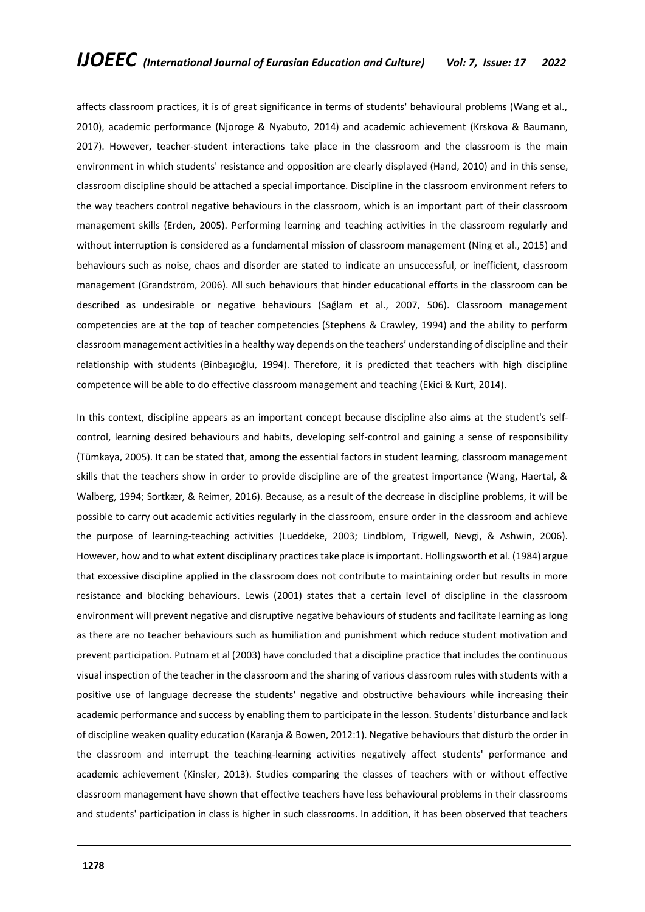affects classroom practices, it is of great significance in terms of students' behavioural problems (Wang et al., 2010), academic performance (Njoroge & Nyabuto, 2014) and academic achievement (Krskova & Baumann, 2017). However, teacher-student interactions take place in the classroom and the classroom is the main environment in which students' resistance and opposition are clearly displayed (Hand, 2010) and in this sense, classroom discipline should be attached a special importance. Discipline in the classroom environment refers to the way teachers control negative behaviours in the classroom, which is an important part of their classroom management skills (Erden, 2005). Performing learning and teaching activities in the classroom regularly and without interruption is considered as a fundamental mission of classroom management (Ning et al., 2015) and behaviours such as noise, chaos and disorder are stated to indicate an unsuccessful, or inefficient, classroom management (Grandström, 2006). All such behaviours that hinder educational efforts in the classroom can be described as undesirable or negative behaviours (Sağlam et al., 2007, 506). Classroom management competencies are at the top of teacher competencies (Stephens & Crawley, 1994) and the ability to perform classroom management activities in a healthy way depends on the teachers' understanding of discipline and their relationship with students (Binbaşıoğlu, 1994). Therefore, it is predicted that teachers with high discipline competence will be able to do effective classroom management and teaching (Ekici & Kurt, 2014).

In this context, discipline appears as an important concept because discipline also aims at the student's self-control, learning desired behaviours and habits, developing self-control and gaining a sense of responsibility (Tümkaya, 2005). It can be stated that, among the essential factors in student learning, classroom management skills that the teachers show in order to provide discipline are of the greatest importance (Wang, Haertal, & Walberg, 1994; Sortkær, & Reimer, 2016). Because, as a result of the decrease in discipline problems, it will be possible to carry out academic activities regularly in the classroom, ensure order in the classroom and achieve the purpose of learning-teaching activities (Lueddeke, 2003; Lindblom, Trigwell, Nevgi, & Ashwin, 2006). However, how and to what extent disciplinary practices take place is important. Hollingsworth et al. (1984) argue that excessive discipline applied in the classroom does not contribute to maintaining order but results in more resistance and blocking behaviours. Lewis (2001) states that a certain level of discipline in the classroom environment will prevent negative and disruptive negative behaviours of students and facilitate learning as long as there are no teacher behaviours such as humiliation and punishment which reduce student motivation and prevent participation. Putnam et al (2003) have concluded that a discipline practice that includes the continuous visual inspection of the teacher in the classroom and the sharing of various classroom rules with students with a positive use of language decrease the students' negative and obstructive behaviours while increasing their academic performance and success by enabling them to participate in the lesson. Students' disturbance and lack of discipline weaken quality education (Karanja & Bowen, 2012:1). Negative behaviours that disturb the order in the classroom and interrupt the teaching-learning activities negatively affect students' performance and academic achievement (Kinsler, 2013). Studies comparing the classes of teachers with or without effective classroom management have shown that effective teachers have less behavioural problems in their classrooms and students' participation in class is higher in such classrooms. In addition, it has been observed that teachers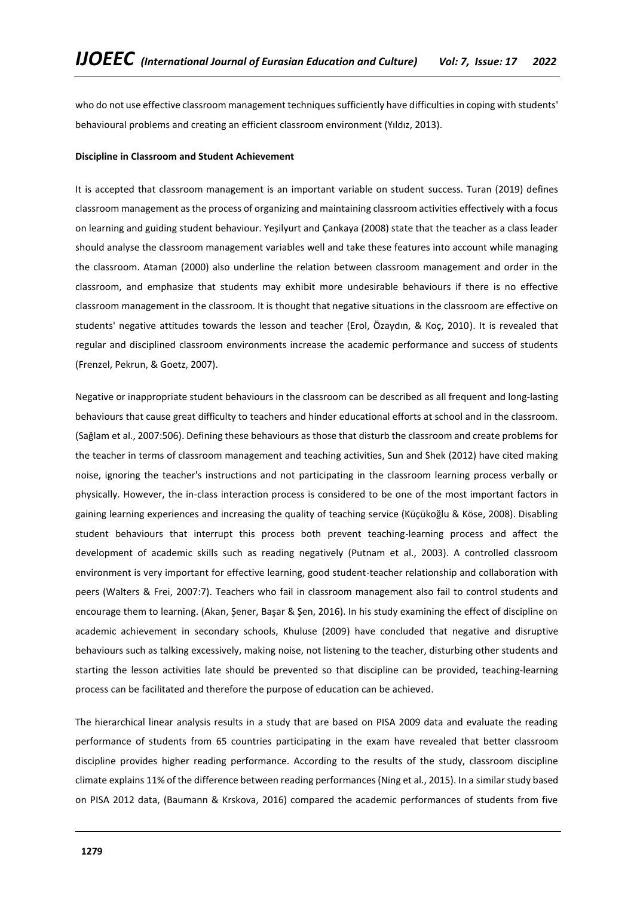who do not use effective classroom management techniques sufficiently have difficulties in coping with students' behavioural problems and creating an efficient classroom environment (Yıldız, 2013).

**Discipline in Classroom and Student Achievement**

It is accepted that classroom management is an important variable on student success. Turan (2019) defines classroom management as the process of organizing and maintaining classroom activities effectively with a focus on learning and guiding student behaviour. Yeşilyurt and Çankaya (2008) state that the teacher as a class leader should analyse the classroom management variables well and take these features into account while managing the classroom. Ataman (2000) also underline the relation between classroom management and order in the classroom, and emphasize that students may exhibit more undesirable behaviours if there is no effective classroom management in the classroom. It is thought that negative situations in the classroom are effective on students' negative attitudes towards the lesson and teacher (Erol, Özaydın, & Koç, 2010). It is revealed that regular and disciplined classroom environments increase the academic performance and success of students (Frenzel, Pekrun, & Goetz, 2007).

Negative or inappropriate student behaviours in the classroom can be described as all frequent and long-lasting behaviours that cause great difficulty to teachers and hinder educational efforts at school and in the classroom. (Sağlam et al., 2007:506). Defining these behaviours as those that disturb the classroom and create problems for the teacher in terms of classroom management and teaching activities, Sun and Shek (2012) have cited making noise, ignoring the teacher's instructions and not participating in the classroom learning process verbally or physically. However, the in-class interaction process is considered to be one of the most important factors in gaining learning experiences and increasing the quality of teaching service (Küçükoğlu & Köse, 2008). Disabling student behaviours that interrupt this process both prevent teaching-learning process and affect the development of academic skills such as reading negatively (Putnam et al., 2003). A controlled classroom environment is very important for effective learning, good student-teacher relationship and collaboration with peers (Walters & Frei, 2007:7). Teachers who fail in classroom management also fail to control students and encourage them to learning. (Akan, Şener, Başar & Şen, 2016). In his study examining the effect of discipline on academic achievement in secondary schools, Khuluse (2009) have concluded that negative and disruptive behaviours such as talking excessively, making noise, not listening to the teacher, disturbing other students and starting the lesson activities late should be prevented so that discipline can be provided, teaching-learning process can be facilitated and therefore the purpose of education can be achieved.

The hierarchical linear analysis results in a study that are based on PISA 2009 data and evaluate the reading performance of students from 65 countries participating in the exam have revealed that better classroom discipline provides higher reading performance. According to the results of the study, classroom discipline climate explains 11% of the difference between reading performances (Ning et al., 2015). In a similar study based on PISA 2012 data, (Baumann & Krskova, 2016) compared the academic performances of students from five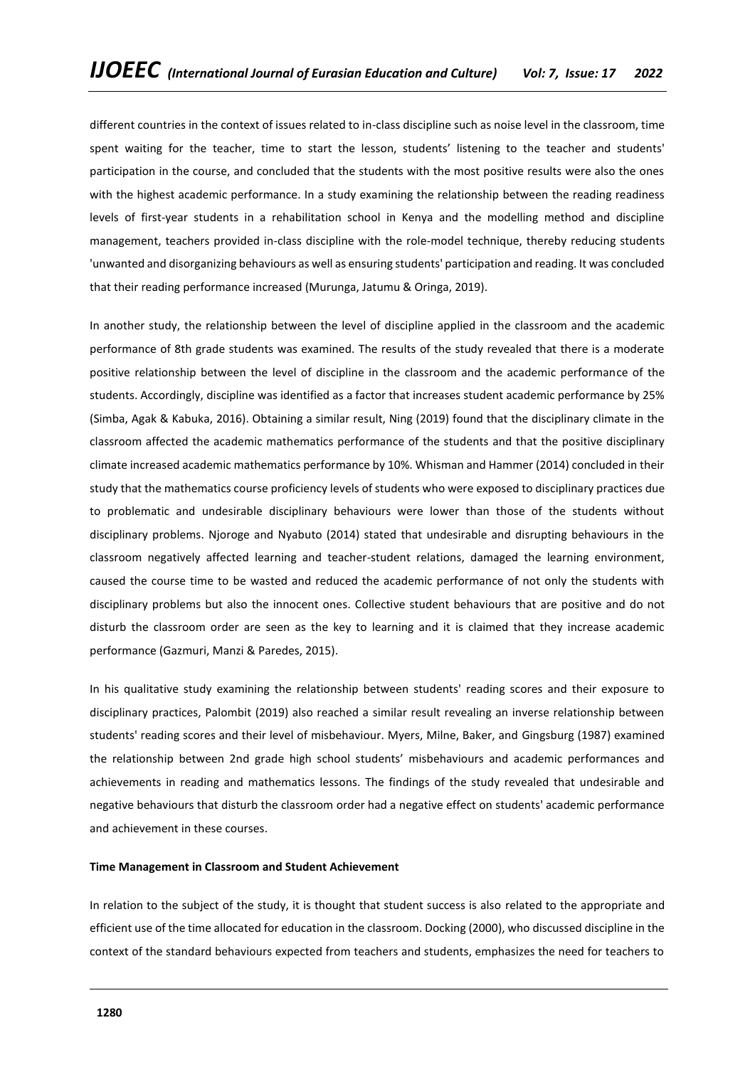different countries in the context of issues related to in-class discipline such as noise level in the classroom, time spent waiting for the teacher, time to start the lesson, students' listening to the teacher and students' participation in the course, and concluded that the students with the most positive results were also the ones with the highest academic performance. In a study examining the relationship between the reading readiness levels of first-year students in a rehabilitation school in Kenya and the modelling method and discipline management, teachers provided in-class discipline with the role-model technique, thereby reducing students 'unwanted and disorganizing behaviours as well as ensuring students' participation and reading. It was concluded that their reading performance increased (Murunga, Jatumu & Oringa, 2019).

In another study, the relationship between the level of discipline applied in the classroom and the academic performance of 8th grade students was examined. The results of the study revealed that there is a moderate positive relationship between the level of discipline in the classroom and the academic performance of the students. Accordingly, discipline was identified as a factor that increases student academic performance by 25% (Simba, Agak & Kabuka, 2016). Obtaining a similar result, Ning (2019) found that the disciplinary climate in the classroom affected the academic mathematics performance of the students and that the positive disciplinary climate increased academic mathematics performance by 10%. Whisman and Hammer (2014) concluded in their study that the mathematics course proficiency levels of students who were exposed to disciplinary practices due to problematic and undesirable disciplinary behaviours were lower than those of the students without disciplinary problems. Njoroge and Nyabuto (2014) stated that undesirable and disrupting behaviours in the classroom negatively affected learning and teacher-student relations, damaged the learning environment, caused the course time to be wasted and reduced the academic performance of not only the students with disciplinary problems but also the innocent ones. Collective student behaviours that are positive and do not disturb the classroom order are seen as the key to learning and it is claimed that they increase academic performance (Gazmuri, Manzi & Paredes, 2015).

In his qualitative study examining the relationship between students' reading scores and their exposure to disciplinary practices, Palombit (2019) also reached a similar result revealing an inverse relationship between students' reading scores and their level of misbehaviour. Myers, Milne, Baker, and Gingsburg (1987) examined the relationship between 2nd grade high school students' misbehaviours and academic performances and achievements in reading and mathematics lessons. The findings of the study revealed that undesirable and negative behaviours that disturb the classroom order had a negative effect on students' academic performance and achievement in these courses.

**Time Management in Classroom and Student Achievement**

In relation to the subject of the study, it is thought that student success is also related to the appropriate and efficient use of the time allocated for education in the classroom. Docking (2000), who discussed discipline in the context of the standard behaviours expected from teachers and students, emphasizes the need for teachers to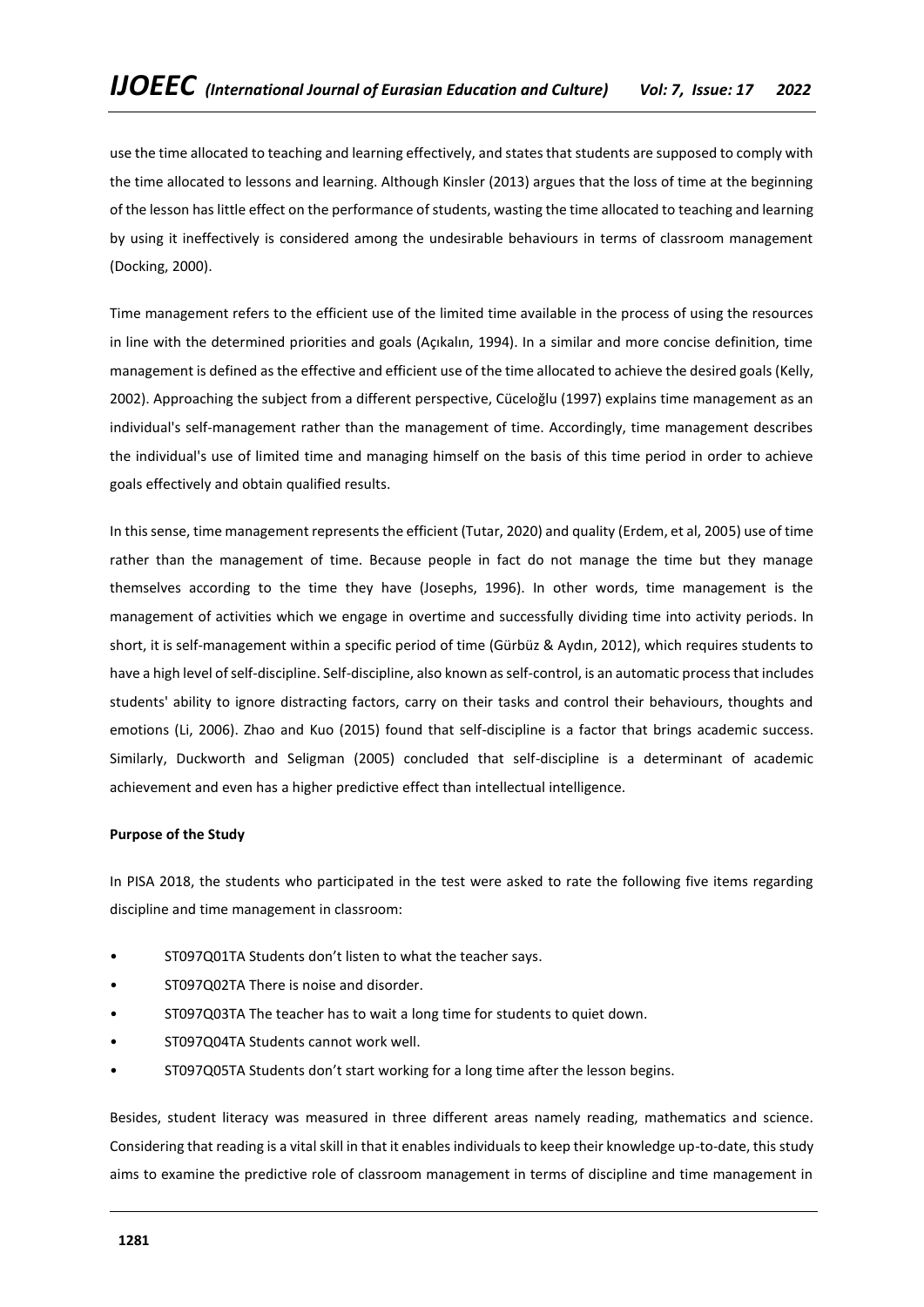use the time allocated to teaching and learning effectively, and states that students are supposed to comply with the time allocated to lessons and learning. Although Kinsler (2013) argues that the loss of time at the beginning of the lesson has little effect on the performance of students, wasting the time allocated to teaching and learning by using it ineffectively is considered among the undesirable behaviours in terms of classroom management (Docking, 2000).

Time management refers to the efficient use of the limited time available in the process of using the resources in line with the determined priorities and goals (Açıkalın, 1994). In a similar and more concise definition, time management is defined as the effective and efficient use of the time allocated to achieve the desired goals (Kelly, 2002). Approaching the subject from a different perspective, Cüceloğlu (1997) explains time management as an individual's self-management rather than the management of time. Accordingly, time management describes the individual's use of limited time and managing himself on the basis of this time period in order to achieve goals effectively and obtain qualified results.

In this sense, time management represents the efficient (Tutar, 2020) and quality (Erdem, et al, 2005) use of time rather than the management of time. Because people in fact do not manage the time but they manage themselves according to the time they have (Josephs, 1996). In other words, time management is the management of activities which we engage in overtime and successfully dividing time into activity periods. In short, it is self-management within a specific period of time (Gürbüz & Aydın, 2012), which requires students to have a high level of self-discipline. Self-discipline, also known as self-control, is an automatic process that includes students' ability to ignore distracting factors, carry on their tasks and control their behaviours, thoughts and emotions (Li, 2006). Zhao and Kuo (2015) found that self-discipline is a factor that brings academic success. Similarly, Duckworth and Seligman (2005) concluded that self-discipline is a determinant of academic achievement and even has a higher predictive effect than intellectual intelligence.

**Purpose of the Study**

In PISA 2018, the students who participated in the test were asked to rate the following five items regarding discipline and time management in classroom:

- ST097Q01TA Students don't listen to what the teacher says.
- ST097Q02TA There is noise and disorder.
- ST097Q03TA The teacher has to wait a long time for students to quiet down.
- ST097Q04TA Students cannot work well.
- ST097Q05TA Students don't start working for a long time after the lesson begins.

Besides, student literacy was measured in three different areas namely reading, mathematics and science. Considering that reading is a vital skill in that it enables individuals to keep their knowledge up-to-date, this study aims to examine the predictive role of classroom management in terms of discipline and time management in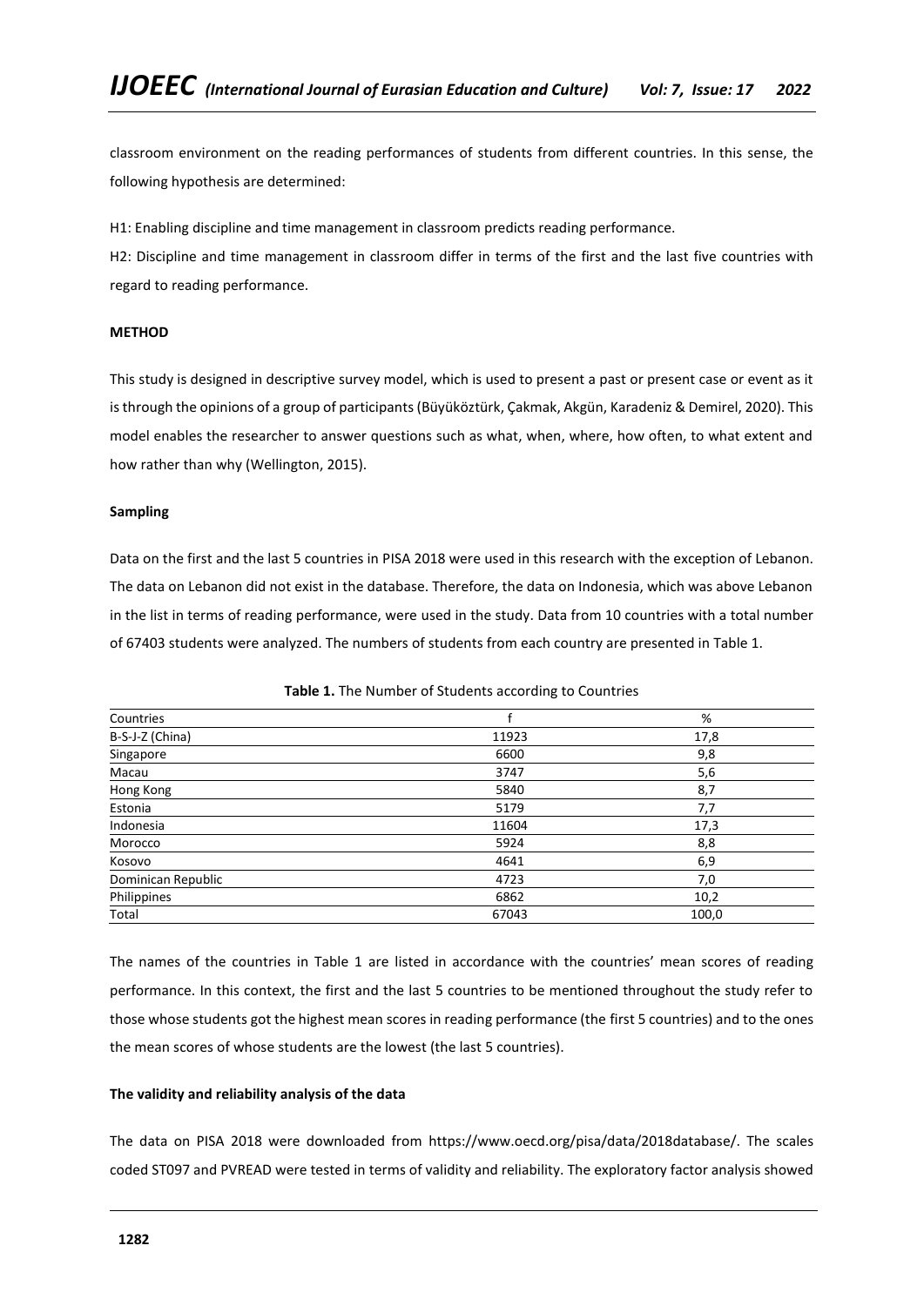classroom environment on the reading performances of students from different countries. In this sense, the following hypothesis are determined:

H1: Enabling discipline and time management in classroom predicts reading performance.

H2: Discipline and time management in classroom differ in terms of the first and the last five countries with regard to reading performance.

## METHOD

This study is designed in descriptive survey model, which is used to present a past or present case or event as it is through the opinions of a group of participants (Büyüköztürk, Çakmak, Akgün, Karadeniz & Demirel, 2020). This model enables the researcher to answer questions such as what, when, where, how often, to what extent and how rather than why (Wellington, 2015).

### Sampling

Data on the first and the last 5 countries in PISA 2018 were used in this research with the exception of Lebanon. The data on Lebanon did not exist in the database. Therefore, the data on Indonesia, which was above Lebanon in the list in terms of reading performance, were used in the study. Data from 10 countries with a total number of 67403 students were analyzed. The numbers of students from each country are presented in Table 1.

**Table 1.** The Number of Students according to Countries

| Countries | f | % |
|---|---|---|
| B-S-J-Z (China) | 11923 | 17,8 |
| Singapore | 6600 | 9,8 |
| Macau | 3747 | 5,6 |
| Hong Kong | 5840 | 8,7 |
| Estonia | 5179 | 7,7 |
| Indonesia | 11604 | 17,3 |
| Morocco | 5924 | 8,8 |
| Kosovo | 4641 | 6,9 |
| Dominican Republic | 4723 | 7,0 |
| Philippines | 6862 | 10,2 |
| Total | 67043 | 100,0 |

The names of the countries in Table 1 are listed in accordance with the countries' mean scores of reading performance. In this context, the first and the last 5 countries to be mentioned throughout the study refer to those whose students got the highest mean scores in reading performance (the first 5 countries) and to the ones the mean scores of whose students are the lowest (the last 5 countries).

### The validity and reliability analysis of the data

The data on PISA 2018 were downloaded from https://www.oecd.org/pisa/data/2018database/. The scales coded ST097 and PVREAD were tested in terms of validity and reliability. The exploratory factor analysis showed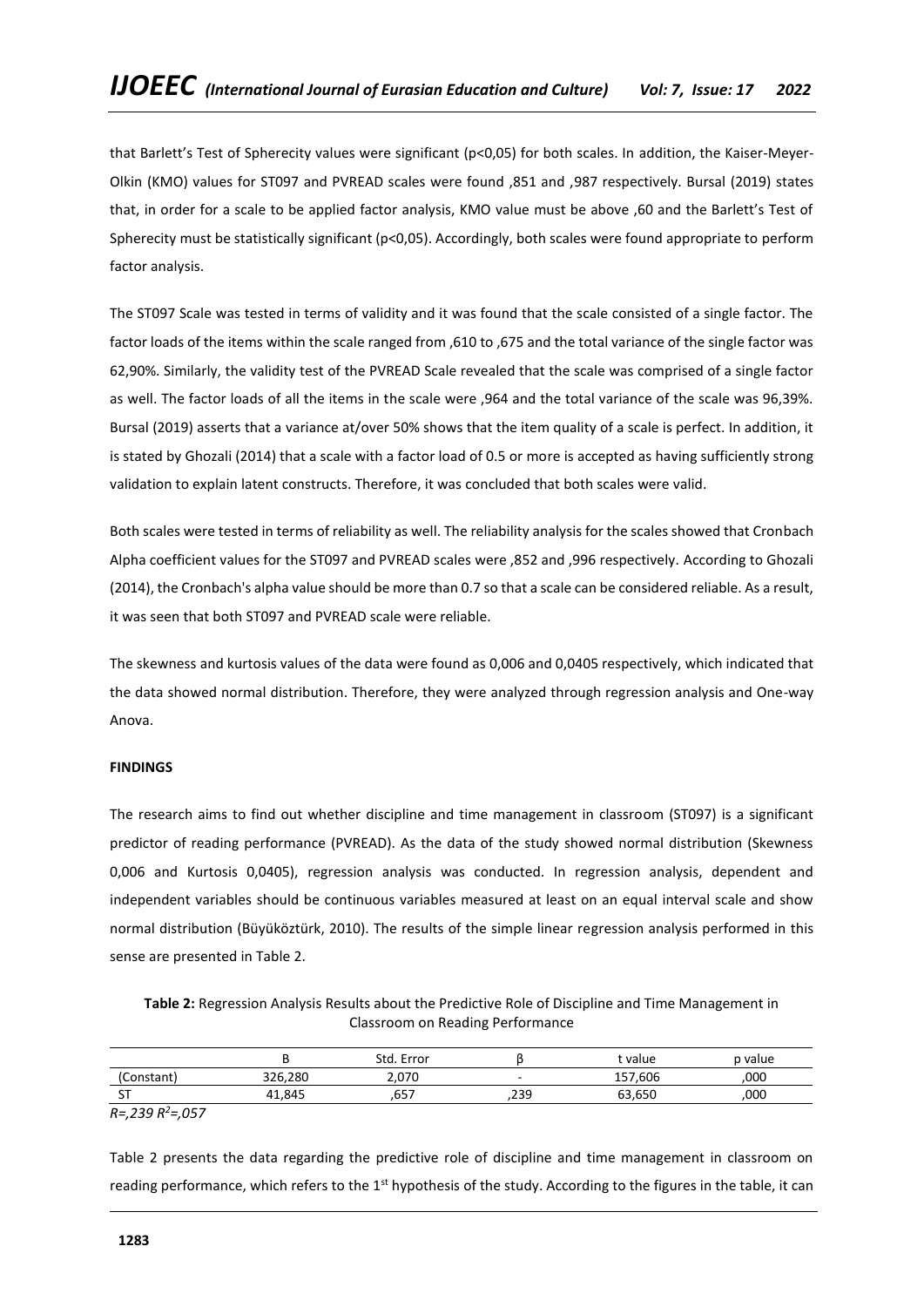that Barlett's Test of Spherecity values were significant ($p<0,05$) for both scales. In addition, the Kaiser-Meyer-Olkin (KMO) values for ST097 and PVREAD scales were found ,851 and ,987 respectively. Bursal (2019) states that, in order for a scale to be applied factor analysis, KMO value must be above ,60 and the Barlett's Test of Spherecity must be statistically significant ($p<0,05$). Accordingly, both scales were found appropriate to perform factor analysis.

The ST097 Scale was tested in terms of validity and it was found that the scale consisted of a single factor. The factor loads of the items within the scale ranged from ,610 to ,675 and the total variance of the single factor was 62,90%. Similarly, the validity test of the PVREAD Scale revealed that the scale was comprised of a single factor as well. The factor loads of all the items in the scale were ,964 and the total variance of the scale was 96,39%. Bursal (2019) asserts that a variance at/over 50% shows that the item quality of a scale is perfect. In addition, it is stated by Ghozali (2014) that a scale with a factor load of 0.5 or more is accepted as having sufficiently strong validation to explain latent constructs. Therefore, it was concluded that both scales were valid.

Both scales were tested in terms of reliability as well. The reliability analysis for the scales showed that Cronbach Alpha coefficient values for the ST097 and PVREAD scales were ,852 and ,996 respectively. According to Ghozali (2014), the Cronbach's alpha value should be more than 0.7 so that a scale can be considered reliable. As a result, it was seen that both ST097 and PVREAD scale were reliable.

The skewness and kurtosis values of the data were found as 0,006 and 0,0405 respectively, which indicated that the data showed normal distribution. Therefore, they were analyzed through regression analysis and One-way Anova.

## FINDINGS

The research aims to find out whether discipline and time management in classroom (ST097) is a significant predictor of reading performance (PVREAD). As the data of the study showed normal distribution (Skewness 0,006 and Kurtosis 0,0405), regression analysis was conducted. In regression analysis, dependent and independent variables should be continuous variables measured at least on an equal interval scale and show normal distribution (Büyüköztürk, 2010). The results of the simple linear regression analysis performed in this sense are presented in Table 2.

**Table 2:** Regression Analysis Results about the Predictive Role of Discipline and Time Management in Classroom on Reading Performance

| | B | Std. Error | β | t value | p value |
|---|---|---|---|---|---|
| (Constant) | 326,280 | 2,070 | - | 157,606 | ,000 |
| ST | 41,845 | ,657 | ,239 | 63,650 | ,000 |

*$R=,239$ $R^2=,057$*

Table 2 presents the data regarding the predictive role of discipline and time management in classroom on reading performance, which refers to the 1st hypothesis of the study. According to the figures in the table, it can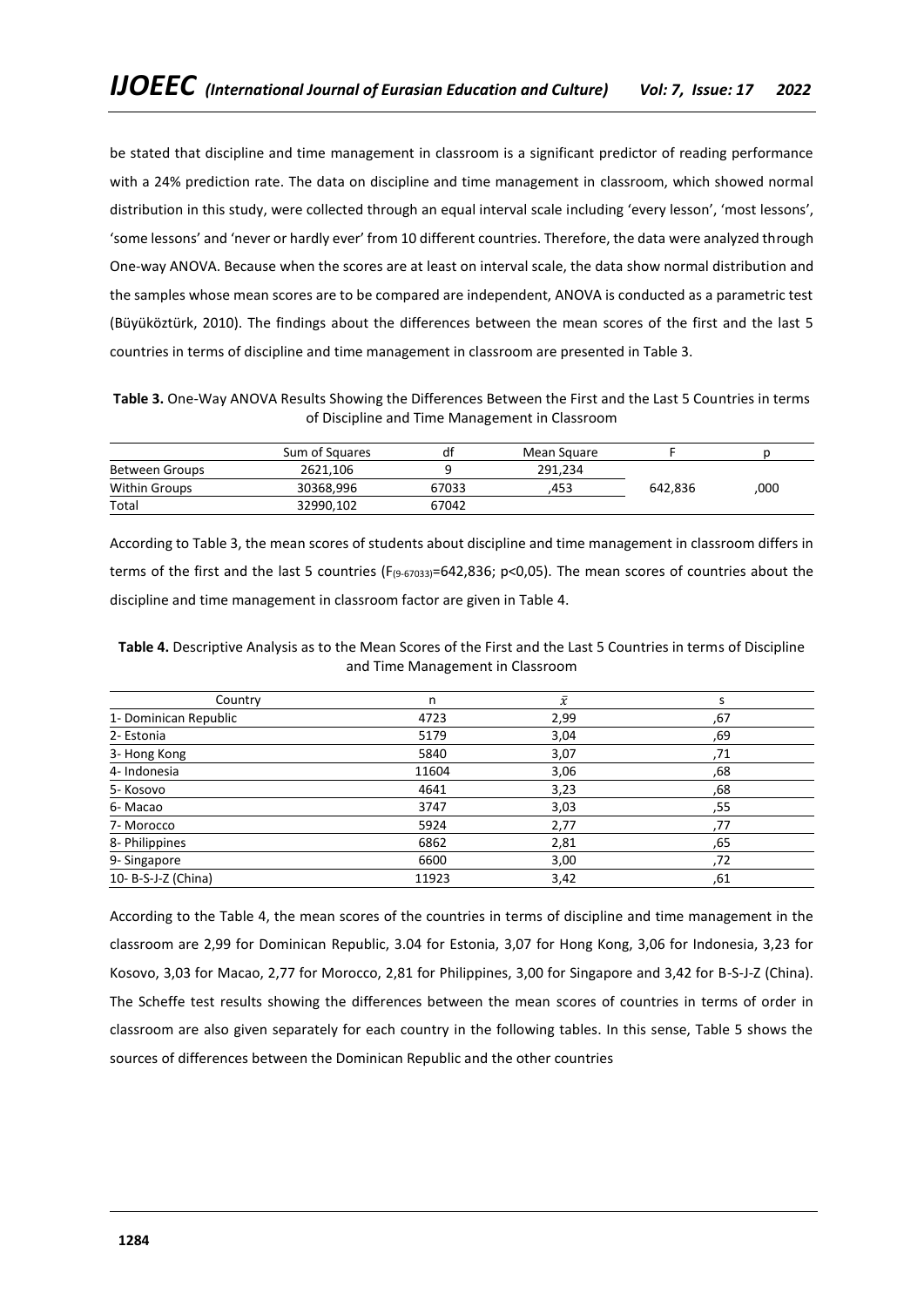be stated that discipline and time management in classroom is a significant predictor of reading performance with a 24% prediction rate. The data on discipline and time management in classroom, which showed normal distribution in this study, were collected through an equal interval scale including 'every lesson', 'most lessons', 'some lessons' and 'never or hardly ever' from 10 different countries. Therefore, the data were analyzed through One-way ANOVA. Because when the scores are at least on interval scale, the data show normal distribution and the samples whose mean scores are to be compared are independent, ANOVA is conducted as a parametric test (Büyüköztürk, 2010). The findings about the differences between the mean scores of the first and the last 5 countries in terms of discipline and time management in classroom are presented in Table 3.

**Table 3.** One-Way ANOVA Results Showing the Differences Between the First and the Last 5 Countries in terms of Discipline and Time Management in Classroom

| | Sum of Squares | df | Mean Square | F | p |
|---|---|---|---|---|---|
| Between Groups | 2621,106 | 9 | 291,234 | 642,836 | ,000 |
| Within Groups | 30368,996 | 67033 | ,453 | | |
| Total | 32990,102 | 67042 | | | |

According to Table 3, the mean scores of students about discipline and time management in classroom differs in terms of the first and the last 5 countries ($F_{(9\text{-}67033)}$=642,836; $p<0,05$). The mean scores of countries about the discipline and time management in classroom factor are given in Table 4.

**Table 4.** Descriptive Analysis as to the Mean Scores of the First and the Last 5 Countries in terms of Discipline and Time Management in Classroom

| Country | n | $\bar{x}$ | s |
|---|---|---|---|
| 1- Dominican Republic | 4723 | 2,99 | ,67 |
| 2- Estonia | 5179 | 3,04 | ,69 |
| 3- Hong Kong | 5840 | 3,07 | ,71 |
| 4- Indonesia | 11604 | 3,06 | ,68 |
| 5- Kosovo | 4641 | 3,23 | ,68 |
| 6- Macao | 3747 | 3,03 | ,55 |
| 7- Morocco | 5924 | 2,77 | ,77 |
| 8- Philippines | 6862 | 2,81 | ,65 |
| 9- Singapore | 6600 | 3,00 | ,72 |
| 10- B-S-J-Z (China) | 11923 | 3,42 | ,61 |

According to the Table 4, the mean scores of the countries in terms of discipline and time management in the classroom are 2,99 for Dominican Republic, 3.04 for Estonia, 3,07 for Hong Kong, 3,06 for Indonesia, 3,23 for Kosovo, 3,03 for Macao, 2,77 for Morocco, 2,81 for Philippines, 3,00 for Singapore and 3,42 for B-S-J-Z (China). The Scheffe test results showing the differences between the mean scores of countries in terms of order in classroom are also given separately for each country in the following tables. In this sense, Table 5 shows the sources of differences between the Dominican Republic and the other countries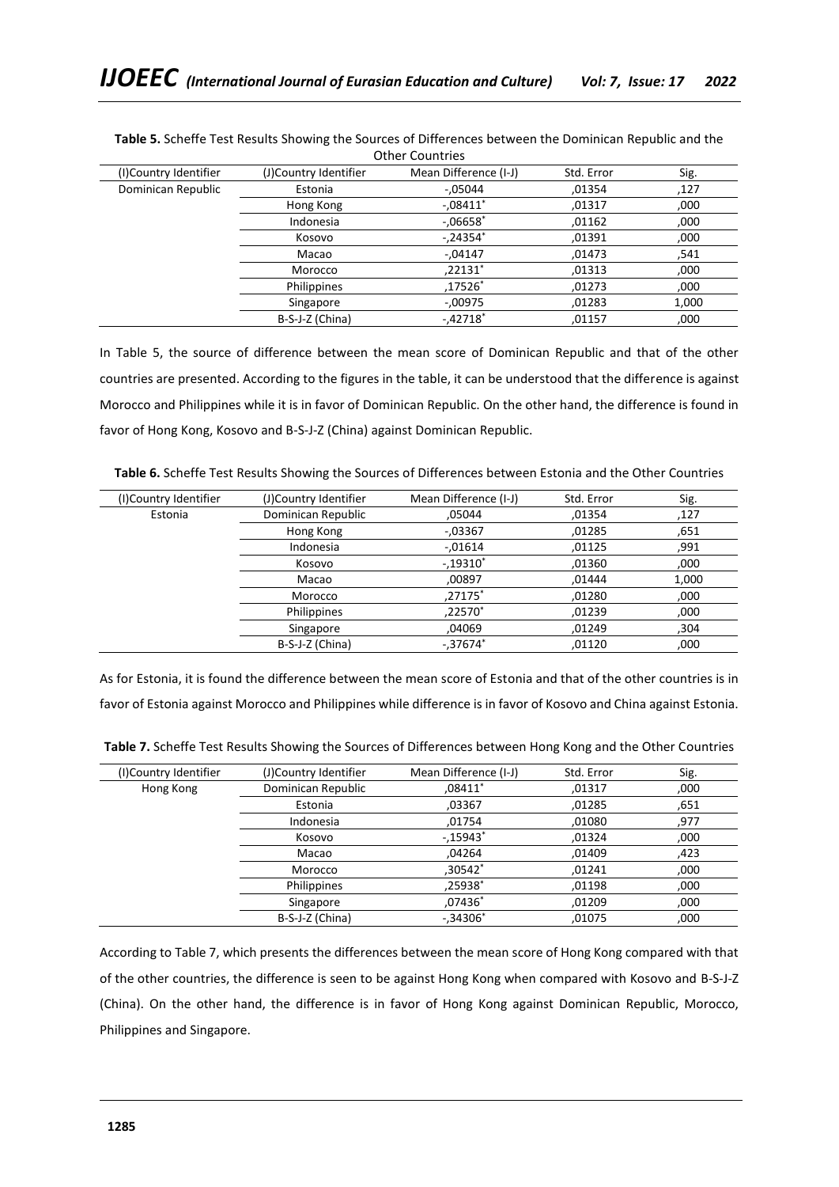**Table 5.** Scheffe Test Results Showing the Sources of Differences between the Dominican Republic and the Other Countries

| (I)Country Identifier | (J)Country Identifier | Mean Difference (I-J) | Std. Error | Sig. |
|---|---|---|---|---|
| Dominican Republic | Estonia | -,05044 | ,01354 | ,127 |
| | Hong Kong | -,08411* | ,01317 | ,000 |
| | Indonesia | -,06658* | ,01162 | ,000 |
| | Kosovo | -,24354* | ,01391 | ,000 |
| | Macao | -,04147 | ,01473 | ,541 |
| | Morocco | ,22131* | ,01313 | ,000 |
| | Philippines | ,17526* | ,01273 | ,000 |
| | Singapore | -,00975 | ,01283 | 1,000 |
| | B-S-J-Z (China) | -,42718* | ,01157 | ,000 |

In Table 5, the source of difference between the mean score of Dominican Republic and that of the other countries are presented. According to the figures in the table, it can be understood that the difference is against Morocco and Philippines while it is in favor of Dominican Republic. On the other hand, the difference is found in favor of Hong Kong, Kosovo and B-S-J-Z (China) against Dominican Republic.

**Table 6.** Scheffe Test Results Showing the Sources of Differences between Estonia and the Other Countries

| (I)Country Identifier | (J)Country Identifier | Mean Difference (I-J) | Std. Error | Sig. |
|---|---|---|---|---|
| Estonia | Dominican Republic | ,05044 | ,01354 | ,127 |
| | Hong Kong | -,03367 | ,01285 | ,651 |
| | Indonesia | -,01614 | ,01125 | ,991 |
| | Kosovo | -,19310* | ,01360 | ,000 |
| | Macao | ,00897 | ,01444 | 1,000 |
| | Morocco | ,27175* | ,01280 | ,000 |
| | Philippines | ,22570* | ,01239 | ,000 |
| | Singapore | ,04069 | ,01249 | ,304 |
| | B-S-J-Z (China) | -,37674* | ,01120 | ,000 |

As for Estonia, it is found the difference between the mean score of Estonia and that of the other countries is in favor of Estonia against Morocco and Philippines while difference is in favor of Kosovo and China against Estonia.

**Table 7.** Scheffe Test Results Showing the Sources of Differences between Hong Kong and the Other Countries

| (I)Country Identifier | (J)Country Identifier | Mean Difference (I-J) | Std. Error | Sig. |
|---|---|---|---|---|
| Hong Kong | Dominican Republic | ,08411* | ,01317 | ,000 |
| | Estonia | ,03367 | ,01285 | ,651 |
| | Indonesia | ,01754 | ,01080 | ,977 |
| | Kosovo | -,15943* | ,01324 | ,000 |
| | Macao | ,04264 | ,01409 | ,423 |
| | Morocco | ,30542* | ,01241 | ,000 |
| | Philippines | ,25938* | ,01198 | ,000 |
| | Singapore | ,07436* | ,01209 | ,000 |
| | B-S-J-Z (China) | -,34306* | ,01075 | ,000 |

According to Table 7, which presents the differences between the mean score of Hong Kong compared with that of the other countries, the difference is seen to be against Hong Kong when compared with Kosovo and B-S-J-Z (China). On the other hand, the difference is in favor of Hong Kong against Dominican Republic, Morocco, Philippines and Singapore.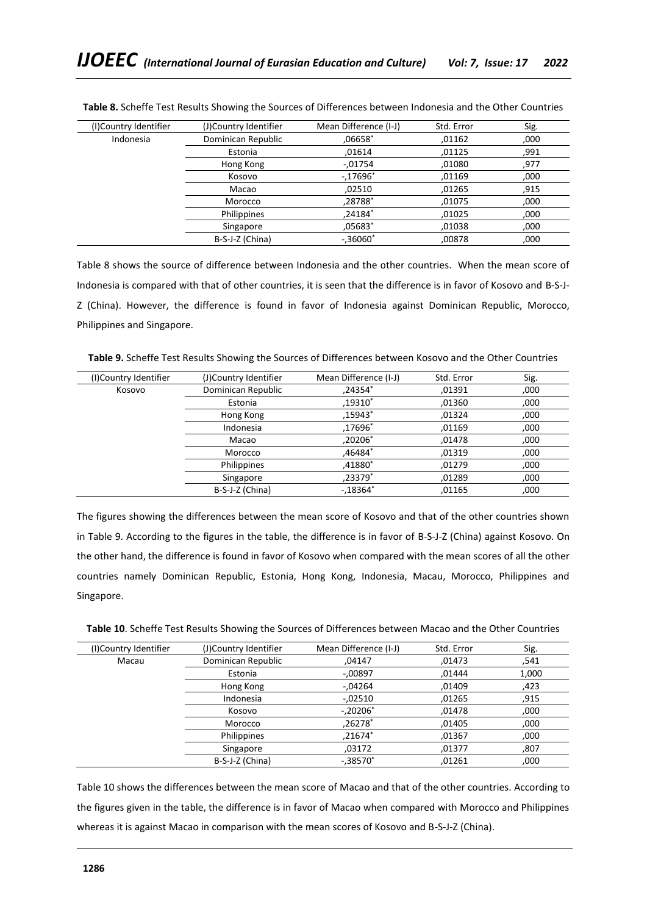**Table 8.** Scheffe Test Results Showing the Sources of Differences between Indonesia and the Other Countries

| (I)Country Identifier | (J)Country Identifier | Mean Difference (I-J) | Std. Error | Sig. |
|---|---|---|---|---|
| Indonesia | Dominican Republic | ,06658* | ,01162 | ,000 |
| | Estonia | ,01614 | ,01125 | ,991 |
| | Hong Kong | -,01754 | ,01080 | ,977 |
| | Kosovo | -,17696* | ,01169 | ,000 |
| | Macao | ,02510 | ,01265 | ,915 |
| | Morocco | ,28788* | ,01075 | ,000 |
| | Philippines | ,24184* | ,01025 | ,000 |
| | Singapore | ,05683* | ,01038 | ,000 |
| | B-S-J-Z (China) | -,36060* | ,00878 | ,000 |

Table 8 shows the source of difference between Indonesia and the other countries. When the mean score of Indonesia is compared with that of other countries, it is seen that the difference is in favor of Kosovo and B-S-J-Z (China). However, the difference is found in favor of Indonesia against Dominican Republic, Morocco, Philippines and Singapore.

**Table 9.** Scheffe Test Results Showing the Sources of Differences between Kosovo and the Other Countries

| (I)Country Identifier | (J)Country Identifier | Mean Difference (I-J) | Std. Error | Sig. |
|---|---|---|---|---|
| Kosovo | Dominican Republic | ,24354* | ,01391 | ,000 |
| | Estonia | ,19310* | ,01360 | ,000 |
| | Hong Kong | ,15943* | ,01324 | ,000 |
| | Indonesia | ,17696* | ,01169 | ,000 |
| | Macao | ,20206* | ,01478 | ,000 |
| | Morocco | ,46484* | ,01319 | ,000 |
| | Philippines | ,41880* | ,01279 | ,000 |
| | Singapore | ,23379* | ,01289 | ,000 |
| | B-S-J-Z (China) | -,18364* | ,01165 | ,000 |

The figures showing the differences between the mean score of Kosovo and that of the other countries shown in Table 9. According to the figures in the table, the difference is in favor of B-S-J-Z (China) against Kosovo. On the other hand, the difference is found in favor of Kosovo when compared with the mean scores of all the other countries namely Dominican Republic, Estonia, Hong Kong, Indonesia, Macau, Morocco, Philippines and Singapore.

**Table 10**. Scheffe Test Results Showing the Sources of Differences between Macao and the Other Countries

| (I)Country Identifier | (J)Country Identifier | Mean Difference (I-J) | Std. Error | Sig. |
|---|---|---|---|---|
| Macau | Dominican Republic | ,04147 | ,01473 | ,541 |
| | Estonia | -,00897 | ,01444 | 1,000 |
| | Hong Kong | -,04264 | ,01409 | ,423 |
| | Indonesia | -,02510 | ,01265 | ,915 |
| | Kosovo | -,20206* | ,01478 | ,000 |
| | Morocco | ,26278* | ,01405 | ,000 |
| | Philippines | ,21674* | ,01367 | ,000 |
| | Singapore | ,03172 | ,01377 | ,807 |
| | B-S-J-Z (China) | -,38570* | ,01261 | ,000 |

Table 10 shows the differences between the mean score of Macao and that of the other countries. According to the figures given in the table, the difference is in favor of Macao when compared with Morocco and Philippines whereas it is against Macao in comparison with the mean scores of Kosovo and B-S-J-Z (China).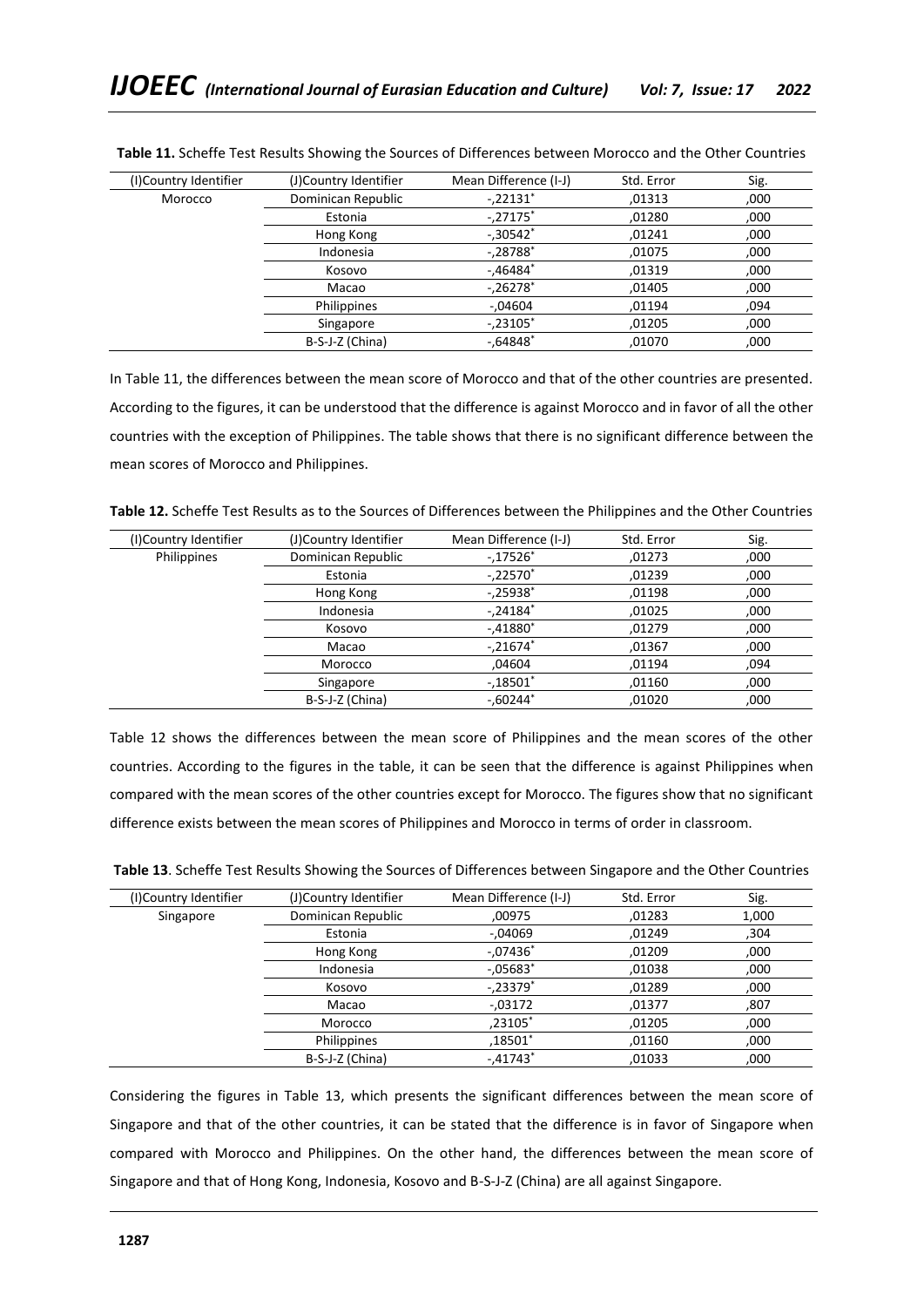**Table 11.** Scheffe Test Results Showing the Sources of Differences between Morocco and the Other Countries

| (I)Country Identifier | (J)Country Identifier | Mean Difference (I-J) | Std. Error | Sig. |
|---|---|---|---|---|
| Morocco | Dominican Republic | -,22131* | ,01313 | ,000 |
| | Estonia | -,27175* | ,01280 | ,000 |
| | Hong Kong | -,30542* | ,01241 | ,000 |
| | Indonesia | -,28788* | ,01075 | ,000 |
| | Kosovo | -,46484* | ,01319 | ,000 |
| | Macao | -,26278* | ,01405 | ,000 |
| | Philippines | -,04604 | ,01194 | ,094 |
| | Singapore | -,23105* | ,01205 | ,000 |
| | B-S-J-Z (China) | -,64848* | ,01070 | ,000 |

In Table 11, the differences between the mean score of Morocco and that of the other countries are presented. According to the figures, it can be understood that the difference is against Morocco and in favor of all the other countries with the exception of Philippines. The table shows that there is no significant difference between the mean scores of Morocco and Philippines.

**Table 12.** Scheffe Test Results as to the Sources of Differences between the Philippines and the Other Countries

| (I)Country Identifier | (J)Country Identifier | Mean Difference (I-J) | Std. Error | Sig. |
|---|---|---|---|---|
| Philippines | Dominican Republic | -,17526* | ,01273 | ,000 |
| | Estonia | -,22570* | ,01239 | ,000 |
| | Hong Kong | -,25938* | ,01198 | ,000 |
| | Indonesia | -,24184* | ,01025 | ,000 |
| | Kosovo | -,41880* | ,01279 | ,000 |
| | Macao | -,21674* | ,01367 | ,000 |
| | Morocco | ,04604 | ,01194 | ,094 |
| | Singapore | -,18501* | ,01160 | ,000 |
| | B-S-J-Z (China) | -,60244* | ,01020 | ,000 |

Table 12 shows the differences between the mean score of Philippines and the mean scores of the other countries. According to the figures in the table, it can be seen that the difference is against Philippines when compared with the mean scores of the other countries except for Morocco. The figures show that no significant difference exists between the mean scores of Philippines and Morocco in terms of order in classroom.

**Table 13**. Scheffe Test Results Showing the Sources of Differences between Singapore and the Other Countries

| (I)Country Identifier | (J)Country Identifier | Mean Difference (I-J) | Std. Error | Sig. |
|---|---|---|---|---|
| Singapore | Dominican Republic | ,00975 | ,01283 | 1,000 |
| | Estonia | -,04069 | ,01249 | ,304 |
| | Hong Kong | -,07436* | ,01209 | ,000 |
| | Indonesia | -,05683* | ,01038 | ,000 |
| | Kosovo | -,23379* | ,01289 | ,000 |
| | Macao | -,03172 | ,01377 | ,807 |
| | Morocco | ,23105* | ,01205 | ,000 |
| | Philippines | ,18501* | ,01160 | ,000 |
| | B-S-J-Z (China) | -,41743* | ,01033 | ,000 |

Considering the figures in Table 13, which presents the significant differences between the mean score of Singapore and that of the other countries, it can be stated that the difference is in favor of Singapore when compared with Morocco and Philippines. On the other hand, the differences between the mean score of Singapore and that of Hong Kong, Indonesia, Kosovo and B-S-J-Z (China) are all against Singapore.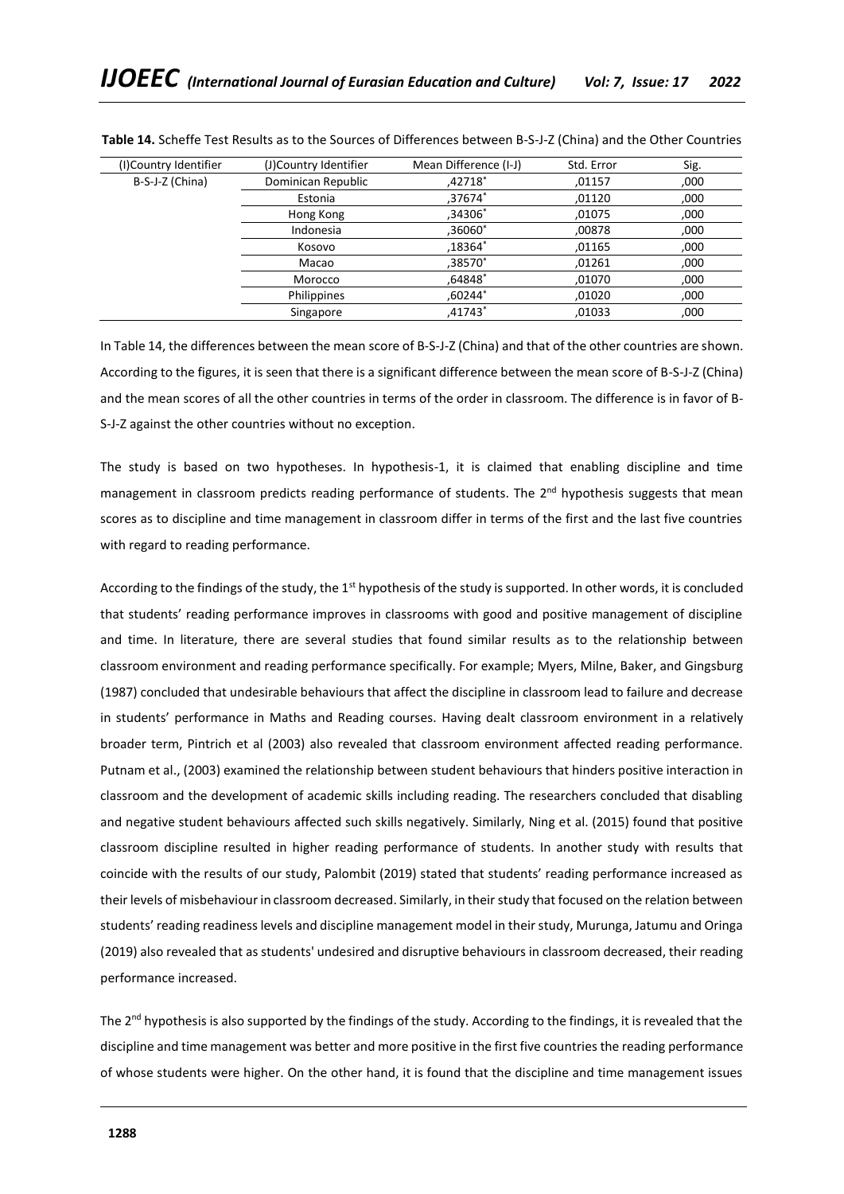**Table 14.** Scheffe Test Results as to the Sources of Differences between B-S-J-Z (China) and the Other Countries

| (I)Country Identifier | (J)Country Identifier | Mean Difference (I-J) | Std. Error | Sig. |
|---|---|---|---|---|
| B-S-J-Z (China) | Dominican Republic | ,42718* | ,01157 | ,000 |
| | Estonia | ,37674* | ,01120 | ,000 |
| | Hong Kong | ,34306* | ,01075 | ,000 |
| | Indonesia | ,36060* | ,00878 | ,000 |
| | Kosovo | ,18364* | ,01165 | ,000 |
| | Macao | ,38570* | ,01261 | ,000 |
| | Morocco | ,64848* | ,01070 | ,000 |
| | Philippines | ,60244* | ,01020 | ,000 |
| | Singapore | ,41743* | ,01033 | ,000 |

In Table 14, the differences between the mean score of B-S-J-Z (China) and that of the other countries are shown. According to the figures, it is seen that there is a significant difference between the mean score of B-S-J-Z (China) and the mean scores of all the other countries in terms of the order in classroom. The difference is in favor of B-S-J-Z against the other countries without no exception.

The study is based on two hypotheses. In hypothesis-1, it is claimed that enabling discipline and time management in classroom predicts reading performance of students. The 2nd hypothesis suggests that mean scores as to discipline and time management in classroom differ in terms of the first and the last five countries with regard to reading performance.

According to the findings of the study, the 1st hypothesis of the study is supported. In other words, it is concluded that students' reading performance improves in classrooms with good and positive management of discipline and time. In literature, there are several studies that found similar results as to the relationship between classroom environment and reading performance specifically. For example; Myers, Milne, Baker, and Gingsburg (1987) concluded that undesirable behaviours that affect the discipline in classroom lead to failure and decrease in students' performance in Maths and Reading courses. Having dealt classroom environment in a relatively broader term, Pintrich et al (2003) also revealed that classroom environment affected reading performance. Putnam et al., (2003) examined the relationship between student behaviours that hinders positive interaction in classroom and the development of academic skills including reading. The researchers concluded that disabling and negative student behaviours affected such skills negatively. Similarly, Ning et al. (2015) found that positive classroom discipline resulted in higher reading performance of students. In another study with results that coincide with the results of our study, Palombit (2019) stated that students' reading performance increased as their levels of misbehaviour in classroom decreased. Similarly, in their study that focused on the relation between students' reading readiness levels and discipline management model in their study, Murunga, Jatumu and Oringa (2019) also revealed that as students' undesired and disruptive behaviours in classroom decreased, their reading performance increased.

The 2nd hypothesis is also supported by the findings of the study. According to the findings, it is revealed that the discipline and time management was better and more positive in the first five countries the reading performance of whose students were higher. On the other hand, it is found that the discipline and time management issues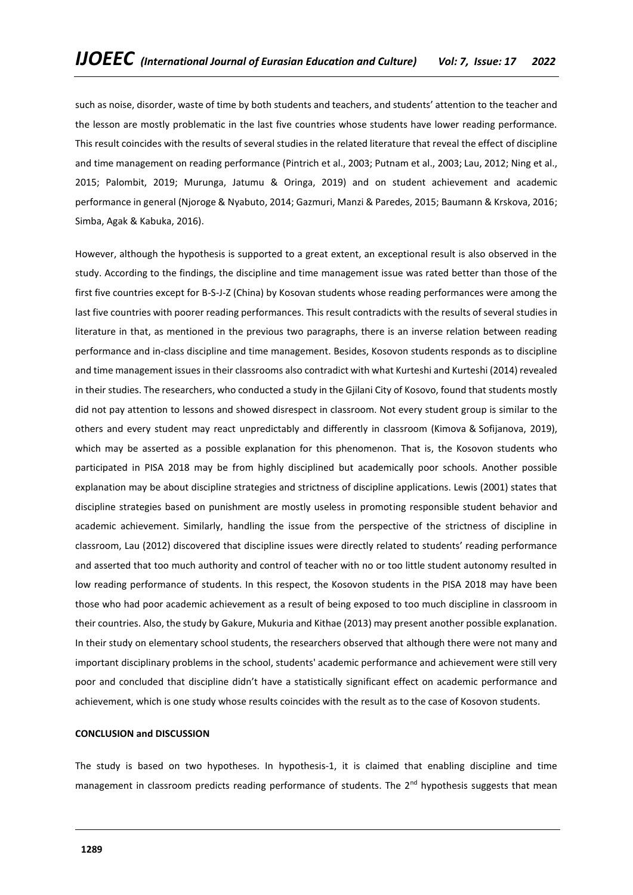such as noise, disorder, waste of time by both students and teachers, and students' attention to the teacher and the lesson are mostly problematic in the last five countries whose students have lower reading performance. This result coincides with the results of several studies in the related literature that reveal the effect of discipline and time management on reading performance (Pintrich et al., 2003; Putnam et al., 2003; Lau, 2012; Ning et al., 2015; Palombit, 2019; Murunga, Jatumu & Oringa, 2019) and on student achievement and academic performance in general (Njoroge & Nyabuto, 2014; Gazmuri, Manzi & Paredes, 2015; Baumann & Krskova, 2016; Simba, Agak & Kabuka, 2016).

However, although the hypothesis is supported to a great extent, an exceptional result is also observed in the study. According to the findings, the discipline and time management issue was rated better than those of the first five countries except for B-S-J-Z (China) by Kosovan students whose reading performances were among the last five countries with poorer reading performances. This result contradicts with the results of several studies in literature in that, as mentioned in the previous two paragraphs, there is an inverse relation between reading performance and in-class discipline and time management. Besides, Kosovon students responds as to discipline and time management issues in their classrooms also contradict with what Kurteshi and Kurteshi (2014) revealed in their studies. The researchers, who conducted a study in the Gjilani City of Kosovo, found that students mostly did not pay attention to lessons and showed disrespect in classroom. Not every student group is similar to the others and every student may react unpredictably and differently in classroom (Kimova & Sofijanova, 2019), which may be asserted as a possible explanation for this phenomenon. That is, the Kosovon students who participated in PISA 2018 may be from highly disciplined but academically poor schools. Another possible explanation may be about discipline strategies and strictness of discipline applications. Lewis (2001) states that discipline strategies based on punishment are mostly useless in promoting responsible student behavior and academic achievement. Similarly, handling the issue from the perspective of the strictness of discipline in classroom, Lau (2012) discovered that discipline issues were directly related to students' reading performance and asserted that too much authority and control of teacher with no or too little student autonomy resulted in low reading performance of students. In this respect, the Kosovon students in the PISA 2018 may have been those who had poor academic achievement as a result of being exposed to too much discipline in classroom in their countries. Also, the study by Gakure, Mukuria and Kithae (2013) may present another possible explanation. In their study on elementary school students, the researchers observed that although there were not many and important disciplinary problems in the school, students' academic performance and achievement were still very poor and concluded that discipline didn't have a statistically significant effect on academic performance and achievement, which is one study whose results coincides with the result as to the case of Kosovon students.

## CONCLUSION and DISCUSSION

The study is based on two hypotheses. In hypothesis-1, it is claimed that enabling discipline and time management in classroom predicts reading performance of students. The 2nd hypothesis suggests that mean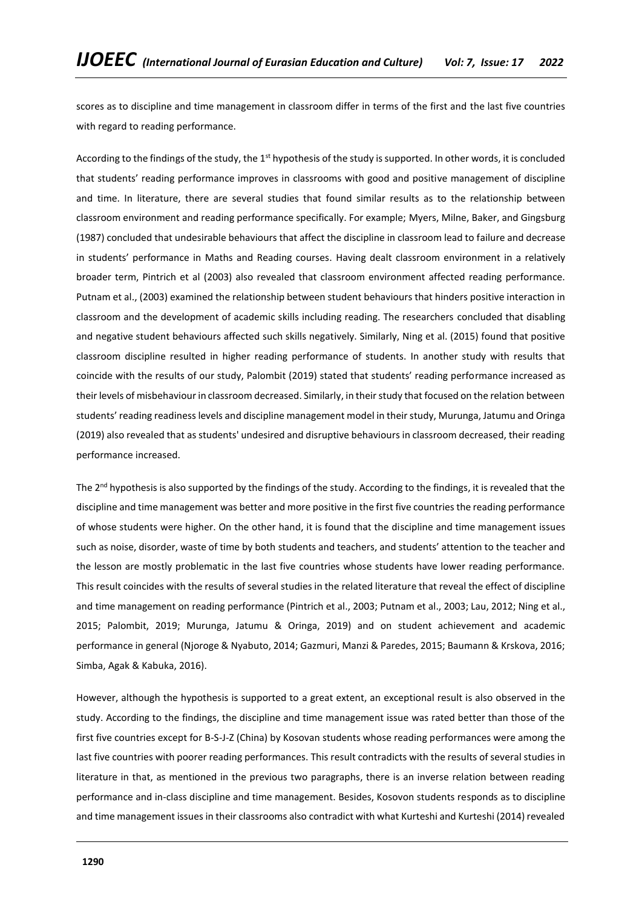scores as to discipline and time management in classroom differ in terms of the first and the last five countries with regard to reading performance.

According to the findings of the study, the 1st hypothesis of the study is supported. In other words, it is concluded that students' reading performance improves in classrooms with good and positive management of discipline and time. In literature, there are several studies that found similar results as to the relationship between classroom environment and reading performance specifically. For example; Myers, Milne, Baker, and Gingsburg (1987) concluded that undesirable behaviours that affect the discipline in classroom lead to failure and decrease in students' performance in Maths and Reading courses. Having dealt classroom environment in a relatively broader term, Pintrich et al (2003) also revealed that classroom environment affected reading performance. Putnam et al., (2003) examined the relationship between student behaviours that hinders positive interaction in classroom and the development of academic skills including reading. The researchers concluded that disabling and negative student behaviours affected such skills negatively. Similarly, Ning et al. (2015) found that positive classroom discipline resulted in higher reading performance of students. In another study with results that coincide with the results of our study, Palombit (2019) stated that students' reading performance increased as their levels of misbehaviour in classroom decreased. Similarly, in their study that focused on the relation between students' reading readiness levels and discipline management model in their study, Murunga, Jatumu and Oringa (2019) also revealed that as students' undesired and disruptive behaviours in classroom decreased, their reading performance increased.

The 2nd hypothesis is also supported by the findings of the study. According to the findings, it is revealed that the discipline and time management was better and more positive in the first five countries the reading performance of whose students were higher. On the other hand, it is found that the discipline and time management issues such as noise, disorder, waste of time by both students and teachers, and students' attention to the teacher and the lesson are mostly problematic in the last five countries whose students have lower reading performance. This result coincides with the results of several studies in the related literature that reveal the effect of discipline and time management on reading performance (Pintrich et al., 2003; Putnam et al., 2003; Lau, 2012; Ning et al., 2015; Palombit, 2019; Murunga, Jatumu & Oringa, 2019) and on student achievement and academic performance in general (Njoroge & Nyabuto, 2014; Gazmuri, Manzi & Paredes, 2015; Baumann & Krskova, 2016; Simba, Agak & Kabuka, 2016).

However, although the hypothesis is supported to a great extent, an exceptional result is also observed in the study. According to the findings, the discipline and time management issue was rated better than those of the first five countries except for B-S-J-Z (China) by Kosovan students whose reading performances were among the last five countries with poorer reading performances. This result contradicts with the results of several studies in literature in that, as mentioned in the previous two paragraphs, there is an inverse relation between reading performance and in-class discipline and time management. Besides, Kosovon students responds as to discipline and time management issues in their classrooms also contradict with what Kurteshi and Kurteshi (2014) revealed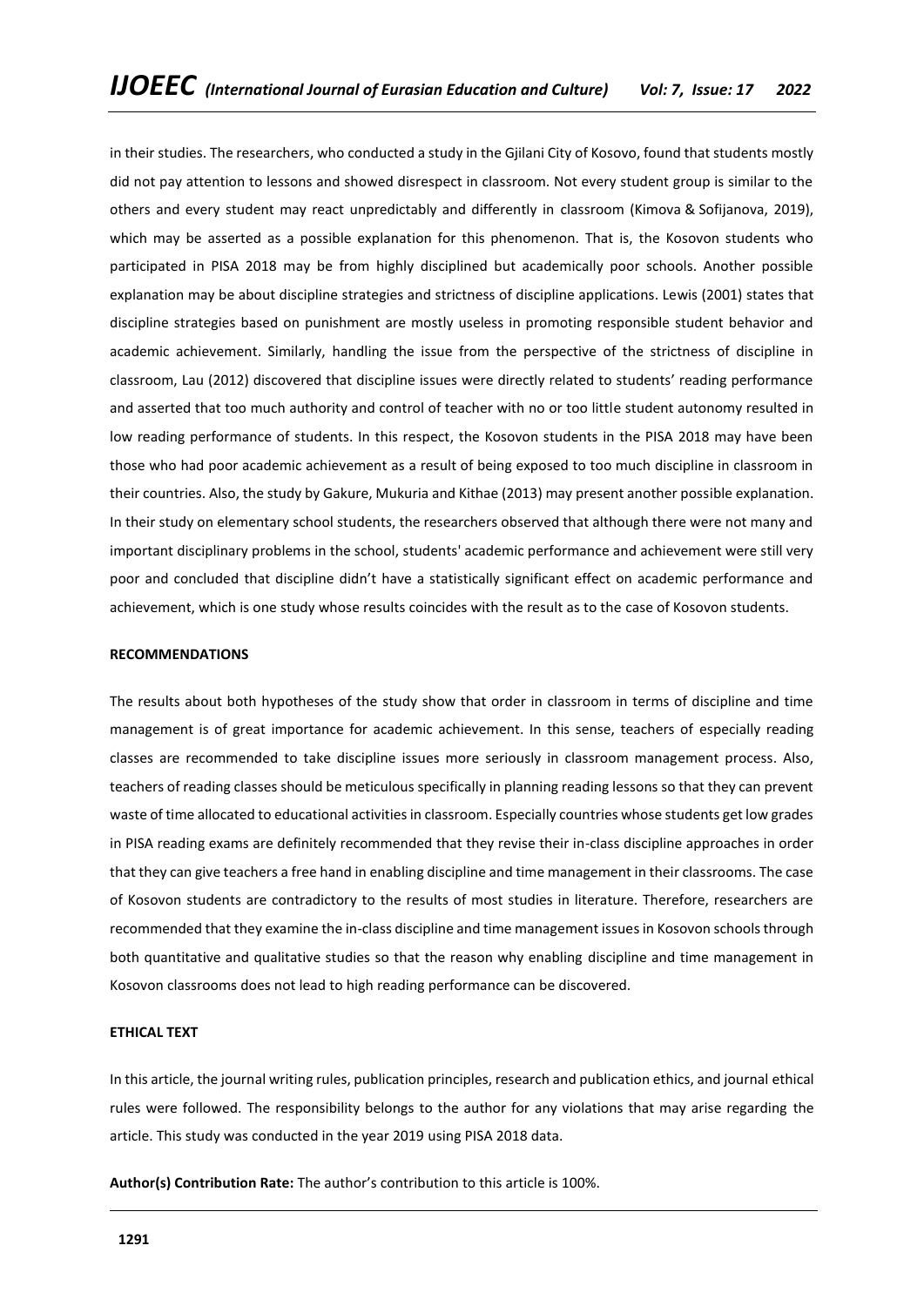in their studies. The researchers, who conducted a study in the Gjilani City of Kosovo, found that students mostly did not pay attention to lessons and showed disrespect in classroom. Not every student group is similar to the others and every student may react unpredictably and differently in classroom (Kimova & Sofijanova, 2019), which may be asserted as a possible explanation for this phenomenon. That is, the Kosovon students who participated in PISA 2018 may be from highly disciplined but academically poor schools. Another possible explanation may be about discipline strategies and strictness of discipline applications. Lewis (2001) states that discipline strategies based on punishment are mostly useless in promoting responsible student behavior and academic achievement. Similarly, handling the issue from the perspective of the strictness of discipline in classroom, Lau (2012) discovered that discipline issues were directly related to students' reading performance and asserted that too much authority and control of teacher with no or too little student autonomy resulted in low reading performance of students. In this respect, the Kosovon students in the PISA 2018 may have been those who had poor academic achievement as a result of being exposed to too much discipline in classroom in their countries. Also, the study by Gakure, Mukuria and Kithae (2013) may present another possible explanation. In their study on elementary school students, the researchers observed that although there were not many and important disciplinary problems in the school, students' academic performance and achievement were still very poor and concluded that discipline didn't have a statistically significant effect on academic performance and achievement, which is one study whose results coincides with the result as to the case of Kosovon students.

## RECOMMENDATIONS

The results about both hypotheses of the study show that order in classroom in terms of discipline and time management is of great importance for academic achievement. In this sense, teachers of especially reading classes are recommended to take discipline issues more seriously in classroom management process. Also, teachers of reading classes should be meticulous specifically in planning reading lessons so that they can prevent waste of time allocated to educational activities in classroom. Especially countries whose students get low grades in PISA reading exams are definitely recommended that they revise their in-class discipline approaches in order that they can give teachers a free hand in enabling discipline and time management in their classrooms. The case of Kosovon students are contradictory to the results of most studies in literature. Therefore, researchers are recommended that they examine the in-class discipline and time management issues in Kosovon schools through both quantitative and qualitative studies so that the reason why enabling discipline and time management in Kosovon classrooms does not lead to high reading performance can be discovered.

## ETHICAL TEXT

In this article, the journal writing rules, publication principles, research and publication ethics, and journal ethical rules were followed. The responsibility belongs to the author for any violations that may arise regarding the article. This study was conducted in the year 2019 using PISA 2018 data.

**Author(s) Contribution Rate:** The author's contribution to this article is 100%.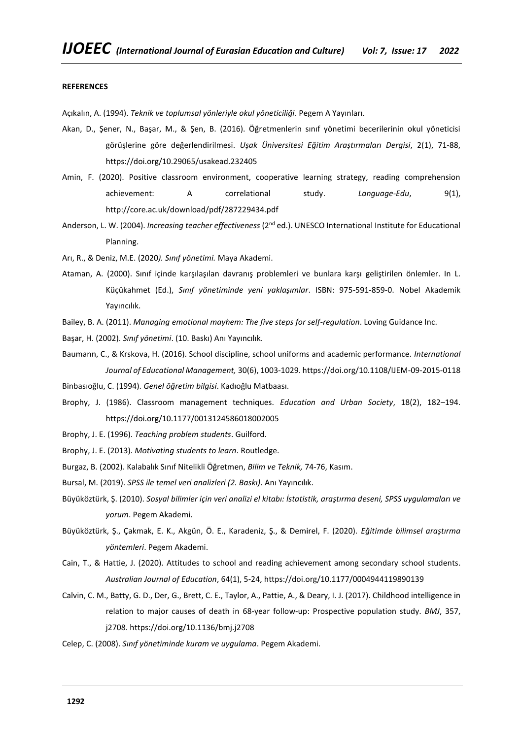**REFERENCES**

Açıkalın, A. (1994). *Teknik ve toplumsal yönleriyle okul yöneticiliği*. Pegem A Yayınları.

Akan, D., Şener, N., Başar, M., & Şen, B. (2016). Öğretmenlerin sınıf yönetimi becerilerinin okul yöneticisi görüşlerine göre değerlendirilmesi. *Uşak Üniversitesi Eğitim Araştırmaları Dergisi*, 2(1), 71-88, https://doi.org/10.29065/usakead.232405

Amin, F. (2020). Positive classroom environment, cooperative learning strategy, reading comprehension achievement: A correlational study. *Language-Edu*, 9(1), http://core.ac.uk/download/pdf/287229434.pdf

Anderson, L. W. (2004). *Increasing teacher effectiveness* (2nd ed.). UNESCO International Institute for Educational Planning.

Arı, R., & Deniz, M.E. (2020*). Sınıf yönetimi.* Maya Akademi.

Ataman, A. (2000). Sınıf içinde karşılaşılan davranış problemleri ve bunlara karşı geliştirilen önlemler. In L. Küçükahmet (Ed.), *Sınıf yönetiminde yeni yaklaşımlar*. ISBN: 975-591-859-0. Nobel Akademik Yayıncılık.

Bailey, B. A. (2011). *Managing emotional mayhem: The five steps for self-regulation*. Loving Guidance Inc.

Başar, H. (2002). *Sınıf yönetimi*. (10. Baskı) Anı Yayıncılık.

Baumann, C., & Krskova, H. (2016). School discipline, school uniforms and academic performance. *International Journal of Educational Management,* 30(6), 1003-1029. https://doi.org/10.1108/IJEM-09-2015-0118

Binbasıoğlu, C. (1994). *Genel öğretim bilgisi*. Kadıoğlu Matbaası.

Brophy, J. (1986). Classroom management techniques. *Education and Urban Society*, 18(2), 182–194. https://doi.org/10.1177/0013124586018002005

Brophy, J. E. (1996). *Teaching problem students*. Guilford.

Brophy, J. E. (2013). *Motivating students to learn*. Routledge.

Burgaz, B. (2002). Kalabalık Sınıf Nitelikli Öğretmen, *Bilim ve Teknik,* 74-76, Kasım.

Bursal, M. (2019). *SPSS ile temel veri analizleri (2. Baskı)*. Anı Yayıncılık.

Büyüköztürk, Ş. (2010). *Sosyal bilimler için veri analizi el kitabı: İstatistik, araştırma deseni, SPSS uygulamaları ve yorum*. Pegem Akademi.

Büyüköztürk, Ş., Çakmak, E. K., Akgün, Ö. E., Karadeniz, Ş., & Demirel, F. (2020). *Eğitimde bilimsel araştırma yöntemleri*. Pegem Akademi.

Cain, T., & Hattie, J. (2020). Attitudes to school and reading achievement among secondary school students. *Australian Journal of Education*, 64(1), 5-24, https://doi.org/10.1177/0004944119890139

Calvin, C. M., Batty, G. D., Der, G., Brett, C. E., Taylor, A., Pattie, A., & Deary, I. J. (2017). Childhood intelligence in relation to major causes of death in 68-year follow-up: Prospective population study. *BMJ*, 357, j2708. https://doi.org/10.1136/bmj.j2708

Celep, C. (2008). *Sınıf yönetiminde kuram ve uygulama*. Pegem Akademi.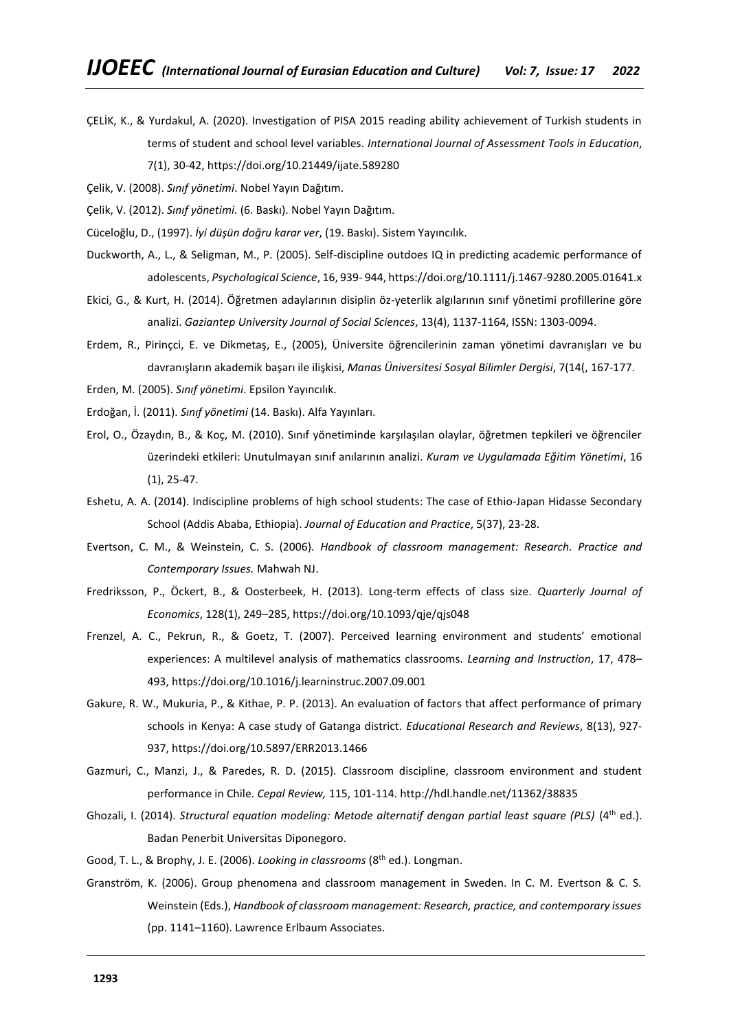ÇELİK, K., & Yurdakul, A. (2020). Investigation of PISA 2015 reading ability achievement of Turkish students in terms of student and school level variables. *International Journal of Assessment Tools in Education*, 7(1), 30-42, https://doi.org/10.21449/ijate.589280

Çelik, V. (2008). *Sınıf yönetimi*. Nobel Yayın Dağıtım.

Çelik, V. (2012). *Sınıf yönetimi.* (6. Baskı). Nobel Yayın Dağıtım.

Cüceloğlu, D., (1997). *İyi düşün doğru karar ver*, (19. Baskı). Sistem Yayıncılık.

Duckworth, A., L., & Seligman, M., P. (2005). Self-discipline outdoes IQ in predicting academic performance of adolescents, *Psychological Science*, 16, 939- 944, https://doi.org/10.1111/j.1467-9280.2005.01641.x

Ekici, G., & Kurt, H. (2014). Öğretmen adaylarının disiplin öz-yeterlik algılarının sınıf yönetimi profillerine göre analizi. *Gaziantep University Journal of Social Sciences*, 13(4), 1137-1164, ISSN: 1303-0094.

Erdem, R., Pirinçci, E. ve Dikmetaş, E., (2005), Üniversite öğrencilerinin zaman yönetimi davranışları ve bu davranışların akademik başarı ile ilişkisi, *Manas Üniversitesi Sosyal Bilimler Dergisi*, 7(14(, 167-177.

Erden, M. (2005). *Sınıf yönetimi*. Epsilon Yayıncılık.

Erdoğan, İ. (2011). *Sınıf yönetimi* (14. Baskı). Alfa Yayınları.

Erol, O., Özaydın, B., & Koç, M. (2010). Sınıf yönetiminde karşılaşılan olaylar, öğretmen tepkileri ve öğrenciler üzerindeki etkileri: Unutulmayan sınıf anılarının analizi. *Kuram ve Uygulamada Eğitim Yönetimi*, 16 (1), 25-47.

Eshetu, A. A. (2014). Indiscipline problems of high school students: The case of Ethio-Japan Hidasse Secondary School (Addis Ababa, Ethiopia). *Journal of Education and Practice*, 5(37), 23-28.

Evertson, C. M., & Weinstein, C. S. (2006). *Handbook of classroom management: Research. Practice and Contemporary Issues.* Mahwah NJ.

Fredriksson, P., Öckert, B., & Oosterbeek, H. (2013). Long-term effects of class size. *Quarterly Journal of Economics*, 128(1), 249–285, https://doi.org/10.1093/qje/qjs048

Frenzel, A. C., Pekrun, R., & Goetz, T. (2007). Perceived learning environment and students' emotional experiences: A multilevel analysis of mathematics classrooms. *Learning and Instruction*, 17, 478–493, https://doi.org/10.1016/j.learninstruc.2007.09.001

Gakure, R. W., Mukuria, P., & Kithae, P. P. (2013). An evaluation of factors that affect performance of primary schools in Kenya: A case study of Gatanga district. *Educational Research and Reviews*, 8(13), 927-937, https://doi.org/10.5897/ERR2013.1466

Gazmuri, C., Manzi, J., & Paredes, R. D. (2015). Classroom discipline, classroom environment and student performance in Chile. *Cepal Review,* 115, 101-114. http://hdl.handle.net/11362/38835

Ghozali, I. (2014). *Structural equation modeling: Metode alternatif dengan partial least square (PLS)* (4th ed.). Badan Penerbit Universitas Diponegoro.

Good, T. L., & Brophy, J. E. (2006). *Looking in classrooms* (8th ed.). Longman.

Granström, K. (2006). Group phenomena and classroom management in Sweden. In C. M. Evertson & C. S. Weinstein (Eds.), *Handbook of classroom management: Research, practice, and contemporary issues* (pp. 1141–1160). Lawrence Erlbaum Associates.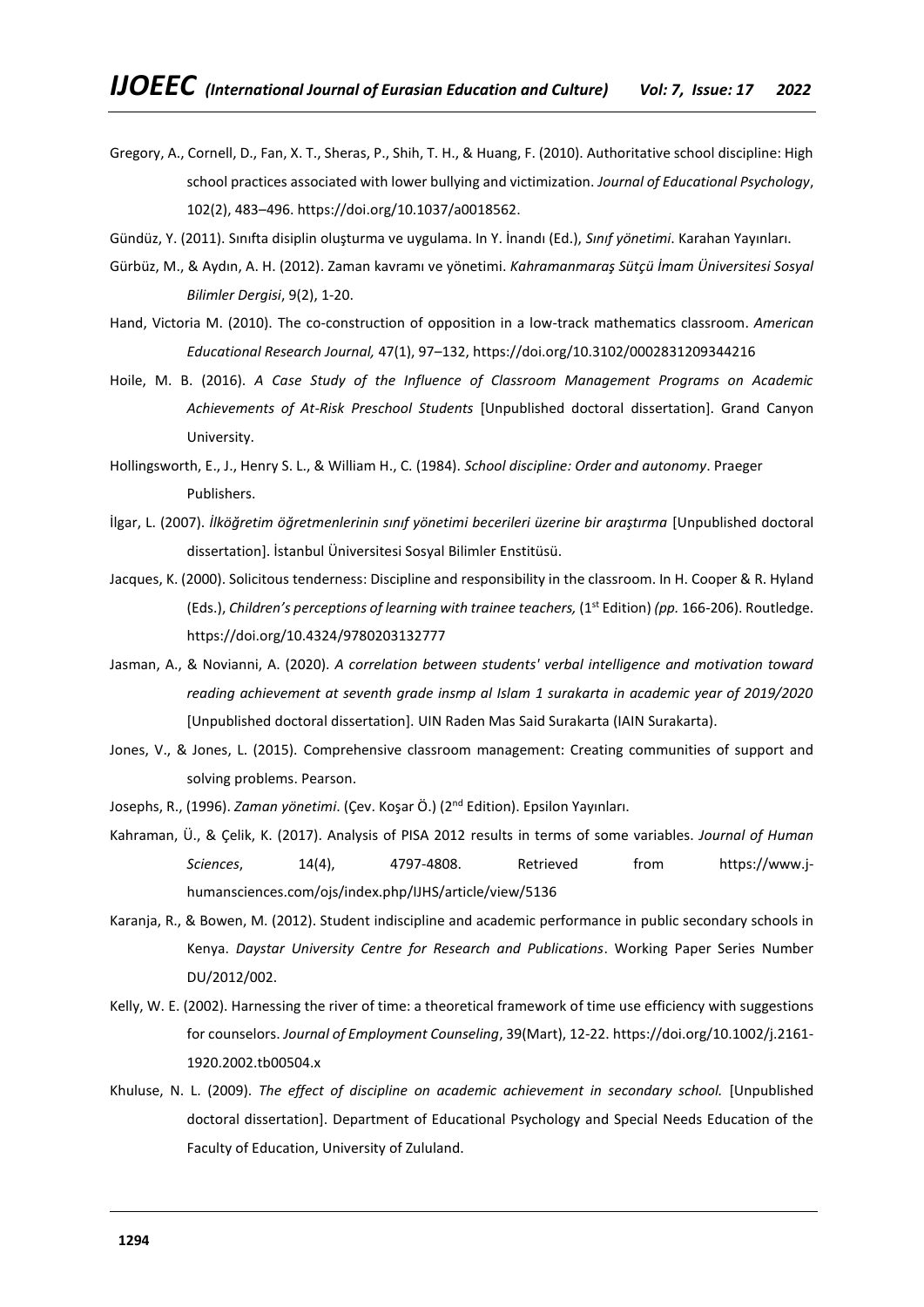Gregory, A., Cornell, D., Fan, X. T., Sheras, P., Shih, T. H., & Huang, F. (2010). Authoritative school discipline: High school practices associated with lower bullying and victimization. *Journal of Educational Psychology*, 102(2), 483–496. https://doi.org/10.1037/a0018562.

Gündüz, Y. (2011). Sınıfta disiplin oluşturma ve uygulama. In Y. İnandı (Ed.), *Sınıf yönetimi*. Karahan Yayınları.

Gürbüz, M., & Aydın, A. H. (2012). Zaman kavramı ve yönetimi. *Kahramanmaraş Sütçü İmam Üniversitesi Sosyal Bilimler Dergisi*, 9(2), 1-20.

Hand, Victoria M. (2010). The co-construction of opposition in a low-track mathematics classroom. *American Educational Research Journal,* 47(1), 97–132, https://doi.org/10.3102/0002831209344216

Hoile, M. B. (2016). *A Case Study of the Influence of Classroom Management Programs on Academic Achievements of At-Risk Preschool Students* [Unpublished doctoral dissertation]. Grand Canyon University.

Hollingsworth, E., J., Henry S. L., & William H., C. (1984). *School discipline: Order and autonomy*. Praeger Publishers.

İlgar, L. (2007). *İlköğretim öğretmenlerinin sınıf yönetimi becerileri üzerine bir araştırma* [Unpublished doctoral dissertation]. İstanbul Üniversitesi Sosyal Bilimler Enstitüsü.

Jacques, K. (2000). Solicitous tenderness: Discipline and responsibility in the classroom. In H. Cooper & R. Hyland (Eds.), *Children's perceptions of learning with trainee teachers,* (1st Edition) *(pp.* 166-206). Routledge. https://doi.org/10.4324/9780203132777

Jasman, A., & Novianni, A. (2020). *A correlation between students' verbal intelligence and motivation toward reading achievement at seventh grade insmp al Islam 1 surakarta in academic year of 2019/2020* [Unpublished doctoral dissertation]. UIN Raden Mas Said Surakarta (IAIN Surakarta).

Jones, V., & Jones, L. (2015). Comprehensive classroom management: Creating communities of support and solving problems. Pearson.

Josephs, R., (1996). *Zaman yönetimi*. (Çev. Koşar Ö.) (2nd Edition). Epsilon Yayınları.

Kahraman, Ü., & Çelik, K. (2017). Analysis of PISA 2012 results in terms of some variables. *Journal of Human Sciences*, 14(4), 4797-4808. Retrieved from https://www.j-humansciences.com/ojs/index.php/IJHS/article/view/5136

Karanja, R., & Bowen, M. (2012). Student indiscipline and academic performance in public secondary schools in Kenya. *Daystar University Centre for Research and Publications*. Working Paper Series Number DU/2012/002.

Kelly, W. E. (2002). Harnessing the river of time: a theoretical framework of time use efficiency with suggestions for counselors. *Journal of Employment Counseling*, 39(Mart), 12-22. https://doi.org/10.1002/j.2161-1920.2002.tb00504.x

Khuluse, N. L. (2009). *The effect of discipline on academic achievement in secondary school.* [Unpublished doctoral dissertation]. Department of Educational Psychology and Special Needs Education of the Faculty of Education, University of Zululand.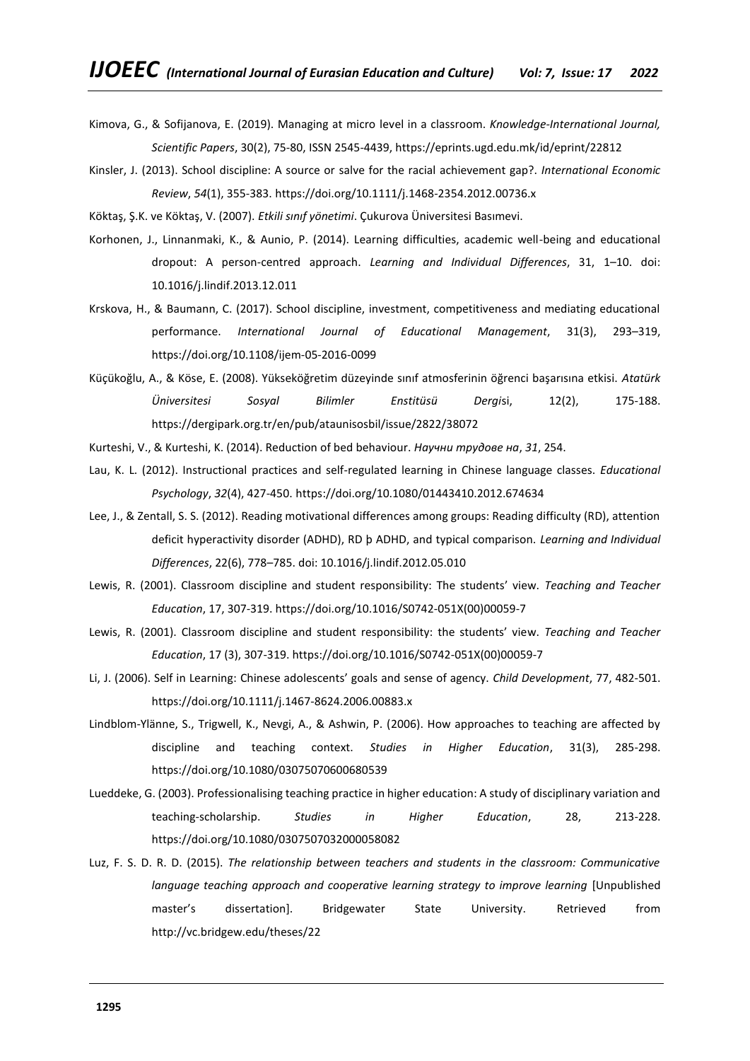Kimova, G., & Sofijanova, E. (2019). Managing at micro level in a classroom. *Knowledge-International Journal, Scientific Papers*, 30(2), 75-80, ISSN 2545-4439, https://eprints.ugd.edu.mk/id/eprint/22812

Kinsler, J. (2013). School discipline: A source or salve for the racial achievement gap?. *International Economic Review*, *54*(1), 355-383. https://doi.org/10.1111/j.1468-2354.2012.00736.x

Köktaş, Ş.K. ve Köktaş, V. (2007). *Etkili sınıf yönetimi*. Çukurova Üniversitesi Basımevi.

Korhonen, J., Linnanmaki, K., & Aunio, P. (2014). Learning difficulties, academic well-being and educational dropout: A person-centred approach. *Learning and Individual Differences*, 31, 1–10. doi: 10.1016/j.lindif.2013.12.011

Krskova, H., & Baumann, C. (2017). School discipline, investment, competitiveness and mediating educational performance. *International Journal of Educational Management*, 31(3), 293–319, https://doi.org/10.1108/ijem-05-2016-0099

Küçükoğlu, A., & Köse, E. (2008). Yükseköğretim düzeyinde sınıf atmosferinin öğrenci başarısına etkisi. *Atatürk Üniversitesi Sosyal Bilimler Enstitüsü Dergis*i, 12(2), 175-188. https://dergipark.org.tr/en/pub/ataunisosbil/issue/2822/38072

Kurteshi, V., & Kurteshi, K. (2014). Reduction of bed behaviour. *Научни трудове на*, *31*, 254.

Lau, K. L. (2012). Instructional practices and self-regulated learning in Chinese language classes. *Educational Psychology*, *32*(4), 427-450. https://doi.org/10.1080/01443410.2012.674634

Lee, J., & Zentall, S. S. (2012). Reading motivational differences among groups: Reading difficulty (RD), attention deficit hyperactivity disorder (ADHD), RD þ ADHD, and typical comparison. *Learning and Individual Differences*, 22(6), 778–785. doi: 10.1016/j.lindif.2012.05.010

Lewis, R. (2001). Classroom discipline and student responsibility: The students' view. *Teaching and Teacher Education*, 17, 307-319. https://doi.org/10.1016/S0742-051X(00)00059-7

Lewis, R. (2001). Classroom discipline and student responsibility: the students' view. *Teaching and Teacher Education*, 17 (3), 307-319. https://doi.org/10.1016/S0742-051X(00)00059-7

Li, J. (2006). Self in Learning: Chinese adolescents' goals and sense of agency. *Child Development*, 77, 482-501. https://doi.org/10.1111/j.1467-8624.2006.00883.x

Lindblom-Ylänne, S., Trigwell, K., Nevgi, A., & Ashwin, P. (2006). How approaches to teaching are affected by discipline and teaching context. *Studies in Higher Education*, 31(3), 285-298. https://doi.org/10.1080/03075070600680539

Lueddeke, G. (2003). Professionalising teaching practice in higher education: A study of disciplinary variation and teaching-scholarship. *Studies in Higher Education*, 28, 213-228. https://doi.org/10.1080/0307507032000058082

Luz, F. S. D. R. D. (2015). *The relationship between teachers and students in the classroom: Communicative language teaching approach and cooperative learning strategy to improve learning* [Unpublished master's dissertation]. Bridgewater State University. Retrieved from http://vc.bridgew.edu/theses/22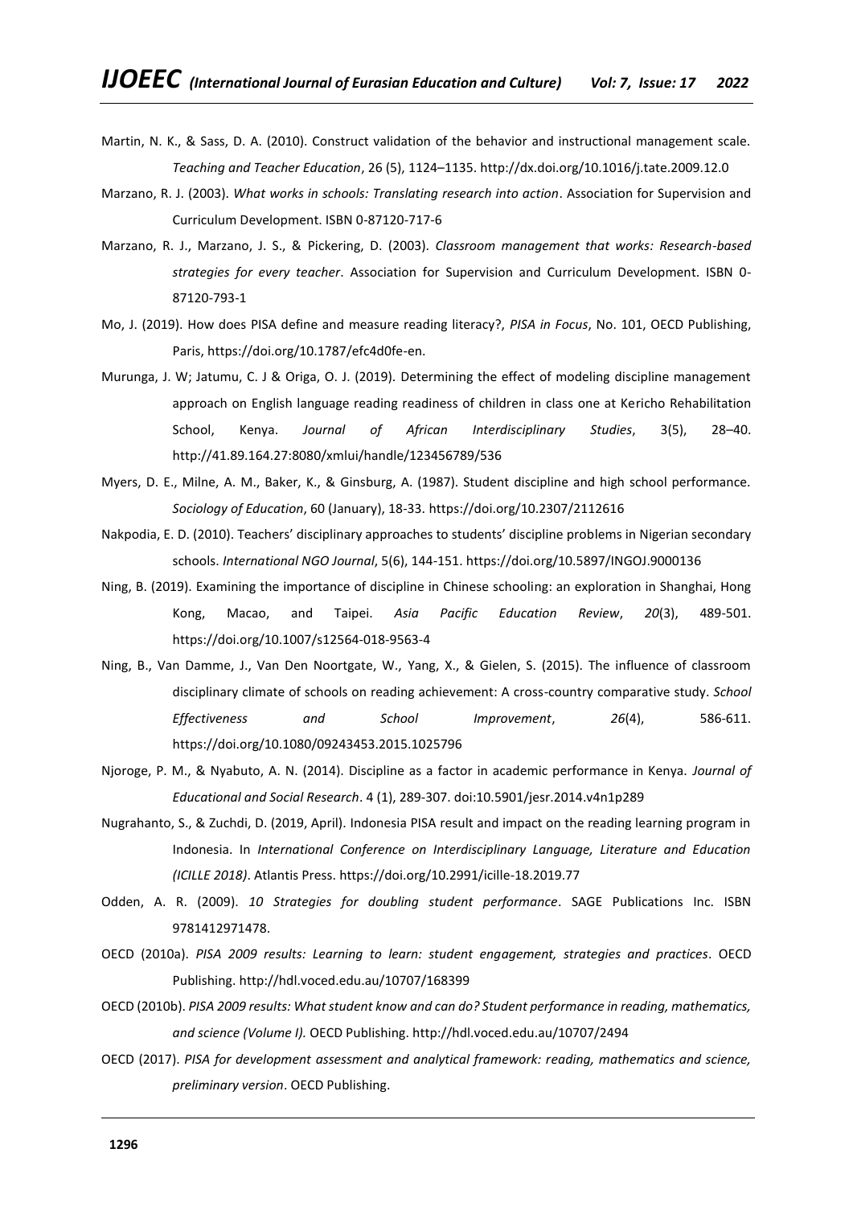Martin, N. K., & Sass, D. A. (2010). Construct validation of the behavior and instructional management scale. *Teaching and Teacher Education*, 26 (5), 1124–1135. http://dx.doi.org/10.1016/j.tate.2009.12.0

Marzano, R. J. (2003). *What works in schools: Translating research into action*. Association for Supervision and Curriculum Development. ISBN 0-87120-717-6

Marzano, R. J., Marzano, J. S., & Pickering, D. (2003). *Classroom management that works: Research-based strategies for every teacher*. Association for Supervision and Curriculum Development. ISBN 0-87120-793-1

Mo, J. (2019). How does PISA define and measure reading literacy?, *PISA in Focus*, No. 101, OECD Publishing, Paris, https://doi.org/10.1787/efc4d0fe-en.

Murunga, J. W; Jatumu, C. J & Origa, O. J. (2019). Determining the effect of modeling discipline management approach on English language reading readiness of children in class one at Kericho Rehabilitation School, Kenya. *Journal of African Interdisciplinary Studies*, 3(5), 28–40. http://41.89.164.27:8080/xmlui/handle/123456789/536

Myers, D. E., Milne, A. M., Baker, K., & Ginsburg, A. (1987). Student discipline and high school performance. *Sociology of Education*, 60 (January), 18-33. https://doi.org/10.2307/2112616

Nakpodia, E. D. (2010). Teachers' disciplinary approaches to students' discipline problems in Nigerian secondary schools. *International NGO Journal*, 5(6), 144-151. https://doi.org/10.5897/INGOJ.9000136

Ning, B. (2019). Examining the importance of discipline in Chinese schooling: an exploration in Shanghai, Hong Kong, Macao, and Taipei. *Asia Pacific Education Review*, *20*(3), 489-501. https://doi.org/10.1007/s12564-018-9563-4

Ning, B., Van Damme, J., Van Den Noortgate, W., Yang, X., & Gielen, S. (2015). The influence of classroom disciplinary climate of schools on reading achievement: A cross-country comparative study. *School Effectiveness and School Improvement*, *26*(4), 586-611. https://doi.org/10.1080/09243453.2015.1025796

Njoroge, P. M., & Nyabuto, A. N. (2014). Discipline as a factor in academic performance in Kenya. *Journal of Educational and Social Research*. 4 (1), 289-307. doi:10.5901/jesr.2014.v4n1p289

Nugrahanto, S., & Zuchdi, D. (2019, April). Indonesia PISA result and impact on the reading learning program in Indonesia. In *International Conference on Interdisciplinary Language, Literature and Education (ICILLE 2018)*. Atlantis Press. https://doi.org/10.2991/icille-18.2019.77

Odden, A. R. (2009). *10 Strategies for doubling student performance*. SAGE Publications Inc. ISBN 9781412971478.

OECD (2010a). *PISA 2009 results: Learning to learn: student engagement, strategies and practices*. OECD Publishing. http://hdl.voced.edu.au/10707/168399

OECD (2010b). *PISA 2009 results: What student know and can do? Student performance in reading, mathematics, and science (Volume I).* OECD Publishing. http://hdl.voced.edu.au/10707/2494

OECD (2017). *PISA for development assessment and analytical framework: reading, mathematics and science, preliminary version*. OECD Publishing.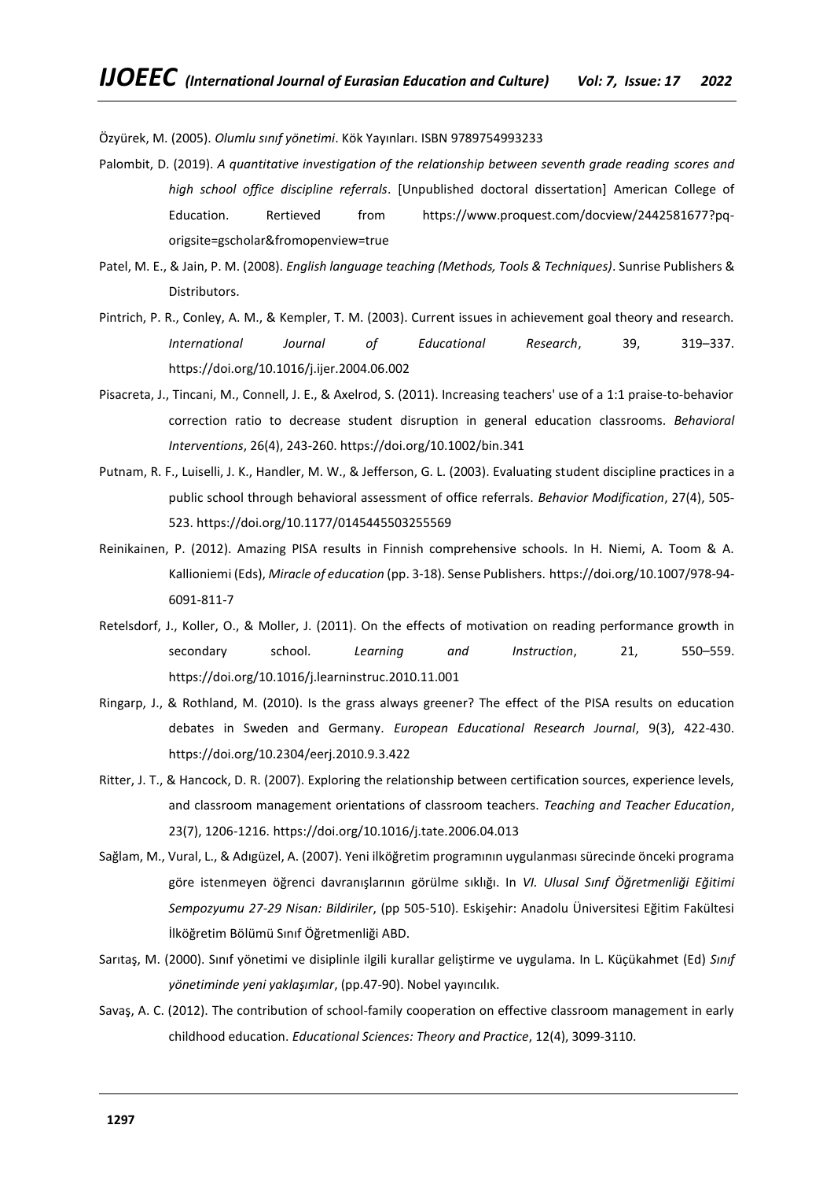Özyürek, M. (2005). *Olumlu sınıf yönetimi*. Kök Yayınları. ISBN 9789754993233

Palombit, D. (2019). *A quantitative investigation of the relationship between seventh grade reading scores and high school office discipline referrals*. [Unpublished doctoral dissertation] American College of Education. Rertieved from https://www.proquest.com/docview/2442581677?pq-origsite=gscholar&fromopenview=true

Patel, M. E., & Jain, P. M. (2008). *English language teaching (Methods, Tools & Techniques)*. Sunrise Publishers & Distributors.

Pintrich, P. R., Conley, A. M., & Kempler, T. M. (2003). Current issues in achievement goal theory and research. *International Journal of Educational Research*, 39, 319–337. https://doi.org/10.1016/j.ijer.2004.06.002

Pisacreta, J., Tincani, M., Connell, J. E., & Axelrod, S. (2011). Increasing teachers' use of a 1:1 praise-to-behavior correction ratio to decrease student disruption in general education classrooms. *Behavioral Interventions*, 26(4), 243-260. https://doi.org/10.1002/bin.341

Putnam, R. F., Luiselli, J. K., Handler, M. W., & Jefferson, G. L. (2003). Evaluating student discipline practices in a public school through behavioral assessment of office referrals. *Behavior Modification*, 27(4), 505-523. https://doi.org/10.1177/0145445503255569

Reinikainen, P. (2012). Amazing PISA results in Finnish comprehensive schools. In H. Niemi, A. Toom & A. Kallioniemi (Eds), *Miracle of education* (pp. 3-18). Sense Publishers. https://doi.org/10.1007/978-94-6091-811-7

Retelsdorf, J., Koller, O., & Moller, J. (2011). On the effects of motivation on reading performance growth in secondary school. *Learning and Instruction*, 21, 550–559. https://doi.org/10.1016/j.learninstruc.2010.11.001

Ringarp, J., & Rothland, M. (2010). Is the grass always greener? The effect of the PISA results on education debates in Sweden and Germany. *European Educational Research Journal*, 9(3), 422-430. https://doi.org/10.2304/eerj.2010.9.3.422

Ritter, J. T., & Hancock, D. R. (2007). Exploring the relationship between certification sources, experience levels, and classroom management orientations of classroom teachers. *Teaching and Teacher Education*, 23(7), 1206-1216. https://doi.org/10.1016/j.tate.2006.04.013

Sağlam, M., Vural, L., & Adıgüzel, A. (2007). Yeni ilköğretim programının uygulanması sürecinde önceki programa göre istenmeyen öğrenci davranışlarının görülme sıklığı. In *VI. Ulusal Sınıf Öğretmenliği Eğitimi Sempozyumu 27-29 Nisan: Bildiriler*, (pp 505-510). Eskişehir: Anadolu Üniversitesi Eğitim Fakültesi İlköğretim Bölümü Sınıf Öğretmenliği ABD.

Sarıtaş, M. (2000). Sınıf yönetimi ve disiplinle ilgili kurallar geliştirme ve uygulama. In L. Küçükahmet (Ed) *Sınıf yönetiminde yeni yaklaşımlar*, (pp.47-90). Nobel yayıncılık.

Savaş, A. C. (2012). The contribution of school-family cooperation on effective classroom management in early childhood education. *Educational Sciences: Theory and Practice*, 12(4), 3099-3110.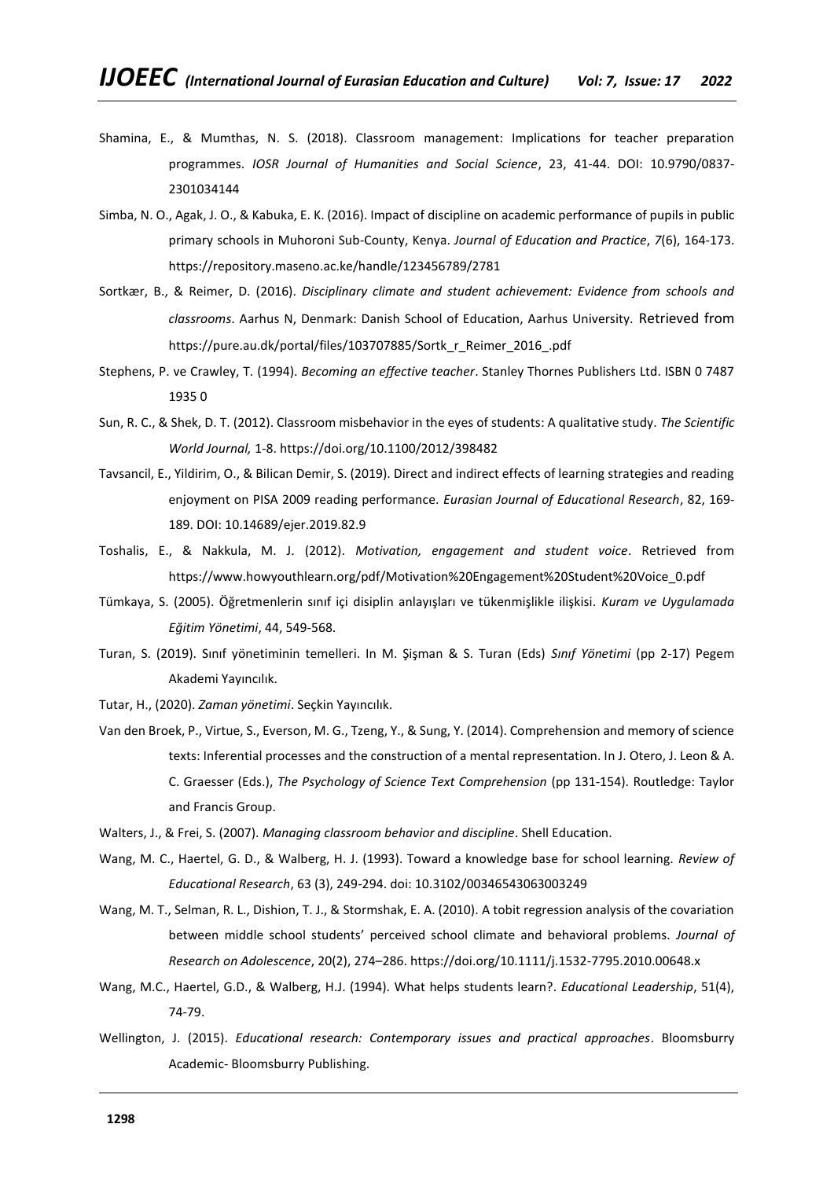Shamina, E., & Mumthas, N. S. (2018). Classroom management: Implications for teacher preparation programmes. *IOSR Journal of Humanities and Social Science*, 23, 41-44. DOI: 10.9790/0837-2301034144

Simba, N. O., Agak, J. O., & Kabuka, E. K. (2016). Impact of discipline on academic performance of pupils in public primary schools in Muhoroni Sub-County, Kenya. *Journal of Education and Practice*, *7*(6), 164-173. https://repository.maseno.ac.ke/handle/123456789/2781

Sortkær, B., & Reimer, D. (2016). *Disciplinary climate and student achievement: Evidence from schools and classrooms*. Aarhus N, Denmark: Danish School of Education, Aarhus University. Retrieved from https://pure.au.dk/portal/files/103707885/Sortk_r_Reimer_2016_.pdf

Stephens, P. ve Crawley, T. (1994). *Becoming an effective teacher*. Stanley Thornes Publishers Ltd. ISBN 0 7487 1935 0

Sun, R. C., & Shek, D. T. (2012). Classroom misbehavior in the eyes of students: A qualitative study. *The Scientific World Journal,* 1-8. https://doi.org/10.1100/2012/398482

Tavsancil, E., Yildirim, O., & Bilican Demir, S. (2019). Direct and indirect effects of learning strategies and reading enjoyment on PISA 2009 reading performance. *Eurasian Journal of Educational Research*, 82, 169-189. DOI: 10.14689/ejer.2019.82.9

Toshalis, E., & Nakkula, M. J. (2012). *Motivation, engagement and student voice*. Retrieved from https://www.howyouthlearn.org/pdf/Motivation%20Engagement%20Student%20Voice_0.pdf

Tümkaya, S. (2005). Öğretmenlerin sınıf içi disiplin anlayışları ve tükenmişlikle ilişkisi. *Kuram ve Uygulamada Eğitim Yönetimi*, 44, 549-568.

Turan, S. (2019). Sınıf yönetiminin temelleri. In M. Şişman & S. Turan (Eds) *Sınıf Yönetimi* (pp 2-17) Pegem Akademi Yayıncılık.

Tutar, H., (2020). *Zaman yönetimi*. Seçkin Yayıncılık.

Van den Broek, P., Virtue, S., Everson, M. G., Tzeng, Y., & Sung, Y. (2014). Comprehension and memory of science texts: Inferential processes and the construction of a mental representation. In J. Otero, J. Leon & A. C. Graesser (Eds.), *The Psychology of Science Text Comprehension* (pp 131-154). Routledge: Taylor and Francis Group.

Walters, J., & Frei, S. (2007). *Managing classroom behavior and discipline*. Shell Education.

Wang, M. C., Haertel, G. D., & Walberg, H. J. (1993). Toward a knowledge base for school learning. *Review of Educational Research*, 63 (3), 249-294. doi: 10.3102/00346543063003249

Wang, M. T., Selman, R. L., Dishion, T. J., & Stormshak, E. A. (2010). A tobit regression analysis of the covariation between middle school students' perceived school climate and behavioral problems. *Journal of Research on Adolescence*, 20(2), 274–286. https://doi.org/10.1111/j.1532-7795.2010.00648.x

Wang, M.C., Haertel, G.D., & Walberg, H.J. (1994). What helps students learn?. *Educational Leadership*, 51(4), 74-79.

Wellington, J. (2015). *Educational research: Contemporary issues and practical approaches*. Bloomsburry Academic- Bloomsburry Publishing.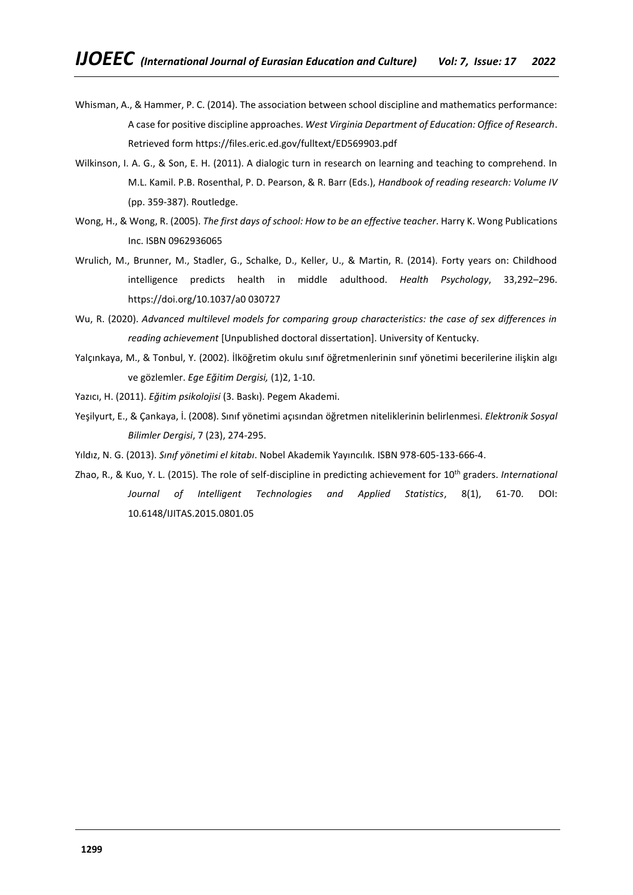Whisman, A., & Hammer, P. C. (2014). The association between school discipline and mathematics performance: A case for positive discipline approaches. *West Virginia Department of Education: Office of Research*. Retrieved form https://files.eric.ed.gov/fulltext/ED569903.pdf

Wilkinson, I. A. G., & Son, E. H. (2011). A dialogic turn in research on learning and teaching to comprehend. In M.L. Kamil. P.B. Rosenthal, P. D. Pearson, & R. Barr (Eds.), *Handbook of reading research: Volume IV* (pp. 359-387). Routledge.

Wong, H., & Wong, R. (2005). *The first days of school: How to be an effective teacher*. Harry K. Wong Publications Inc. ISBN 0962936065

Wrulich, M., Brunner, M., Stadler, G., Schalke, D., Keller, U., & Martin, R. (2014). Forty years on: Childhood intelligence predicts health in middle adulthood. *Health Psychology*, 33,292–296. https://doi.org/10.1037/a0 030727

Wu, R. (2020). *Advanced multilevel models for comparing group characteristics: the case of sex differences in reading achievement* [Unpublished doctoral dissertation]. University of Kentucky.

Yalçınkaya, M., & Tonbul, Y. (2002). İlköğretim okulu sınıf öğretmenlerinin sınıf yönetimi becerilerine ilişkin algı ve gözlemler. *Ege Eğitim Dergisi,* (1)2, 1-10.

Yazıcı, H. (2011). *Eğitim psikolojisi* (3. Baskı). Pegem Akademi.

Yeşilyurt, E., & Çankaya, İ. (2008). Sınıf yönetimi açısından öğretmen niteliklerinin belirlenmesi. *Elektronik Sosyal Bilimler Dergisi*, 7 (23), 274-295.

Yıldız, N. G. (2013). *Sınıf yönetimi el kitabı*. Nobel Akademik Yayıncılık. ISBN 978-605-133-666-4.

Zhao, R., & Kuo, Y. L. (2015). The role of self-discipline in predicting achievement for 10th graders. *International Journal of Intelligent Technologies and Applied Statistics*, 8(1), 61-70. DOI: 10.6148/IJITAS.2015.0801.05